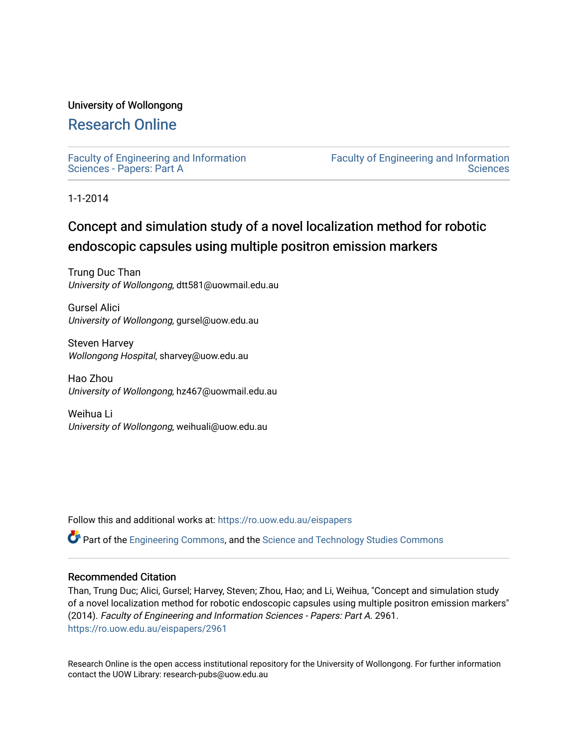University of Wollongong

# Research Online

Faculty of Engineering and Information Sciences - Papers: Part A

Faculty of Engineering and Information Sciences

1-1-2014

# Concept and simulation study of a novel localization method for robotic endoscopic capsules using multiple positron emission markers

Trung Duc Than
*University of Wollongong*, dtt581@uowmail.edu.au

Gursel Alici
*University of Wollongong*, gursel@uow.edu.au

Steven Harvey
*Wollongong Hospital*, sharvey@uow.edu.au

Hao Zhou
*University of Wollongong*, hz467@uowmail.edu.au

Weihua Li
*University of Wollongong*, weihuali@uow.edu.au

Follow this and additional works at: https://ro.uow.edu.au/eispapers

Part of the Engineering Commons, and the Science and Technology Studies Commons

## Recommended Citation

Than, Trung Duc; Alici, Gursel; Harvey, Steven; Zhou, Hao; and Li, Weihua, "Concept and simulation study of a novel localization method for robotic endoscopic capsules using multiple positron emission markers" (2014). *Faculty of Engineering and Information Sciences - Papers: Part A*. 2961.
https://ro.uow.edu.au/eispapers/2961

Research Online is the open access institutional repository for the University of Wollongong. For further information contact the UOW Library: research-pubs@uow.edu.au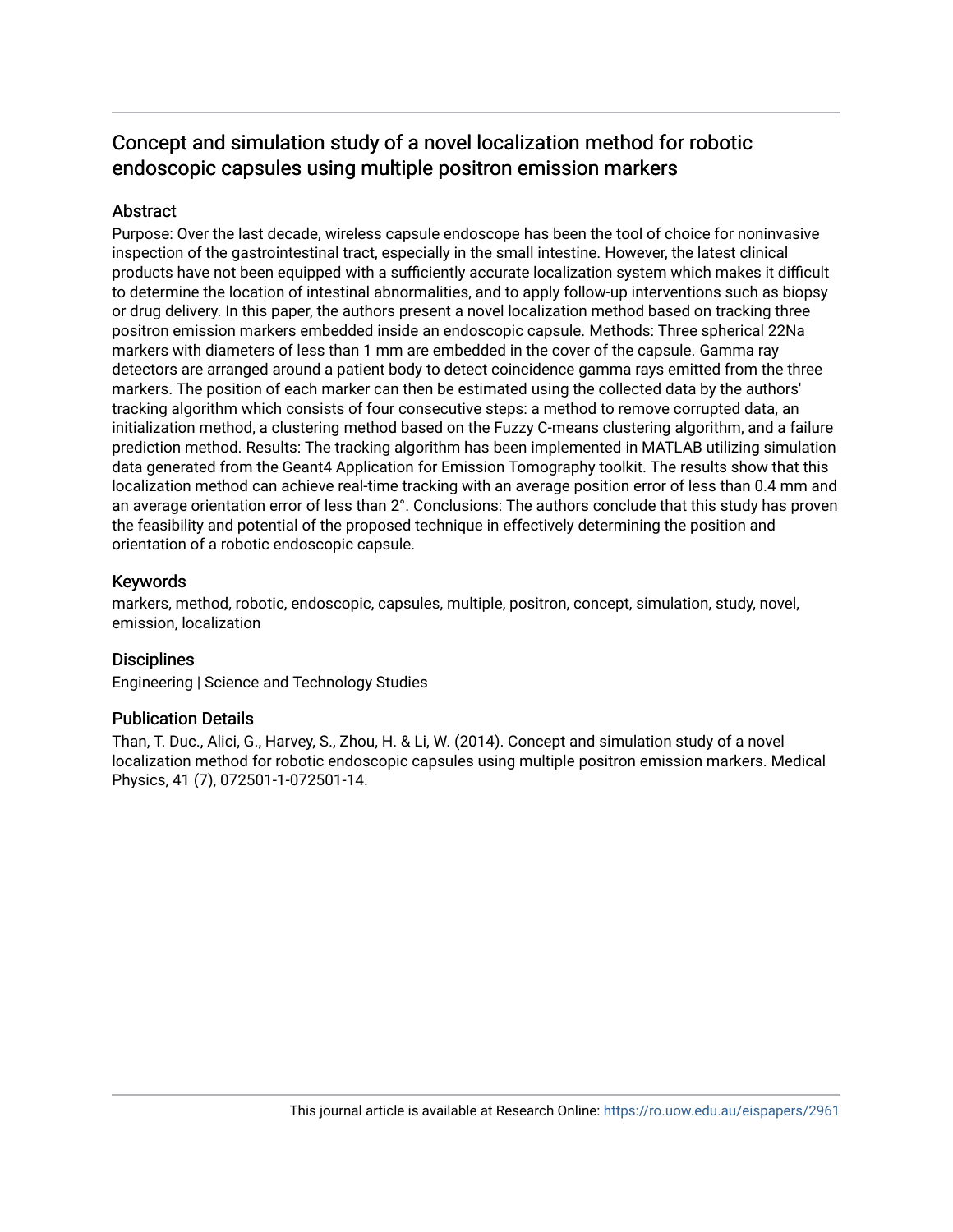# Concept and simulation study of a novel localization method for robotic endoscopic capsules using multiple positron emission markers

## Abstract

Purpose: Over the last decade, wireless capsule endoscope has been the tool of choice for noninvasive inspection of the gastrointestinal tract, especially in the small intestine. However, the latest clinical products have not been equipped with a sufficiently accurate localization system which makes it difficult to determine the location of intestinal abnormalities, and to apply follow-up interventions such as biopsy or drug delivery. In this paper, the authors present a novel localization method based on tracking three positron emission markers embedded inside an endoscopic capsule. Methods: Three spherical $^{22}Na$ markers with diameters of less than 1 mm are embedded in the cover of the capsule. Gamma ray detectors are arranged around a patient body to detect coincidence gamma rays emitted from the three markers. The position of each marker can then be estimated using the collected data by the authors' tracking algorithm which consists of four consecutive steps: a method to remove corrupted data, an initialization method, a clustering method based on the Fuzzy C-means clustering algorithm, and a failure prediction method. Results: The tracking algorithm has been implemented in MATLAB utilizing simulation data generated from the Geant4 Application for Emission Tomography toolkit. The results show that this localization method can achieve real-time tracking with an average position error of less than 0.4 mm and an average orientation error of less than 2°. Conclusions: The authors conclude that this study has proven the feasibility and potential of the proposed technique in effectively determining the position and orientation of a robotic endoscopic capsule.

## Keywords

markers, method, robotic, endoscopic, capsules, multiple, positron, concept, simulation, study, novel, emission, localization

## Disciplines

Engineering | Science and Technology Studies

## Publication Details

Than, T. Duc., Alici, G., Harvey, S., Zhou, H. & Li, W. (2014). Concept and simulation study of a novel localization method for robotic endoscopic capsules using multiple positron emission markers. Medical Physics, 41 (7), 072501-1-072501-14.

This journal article is available at Research Online: https://ro.uow.edu.au/eispapers/2961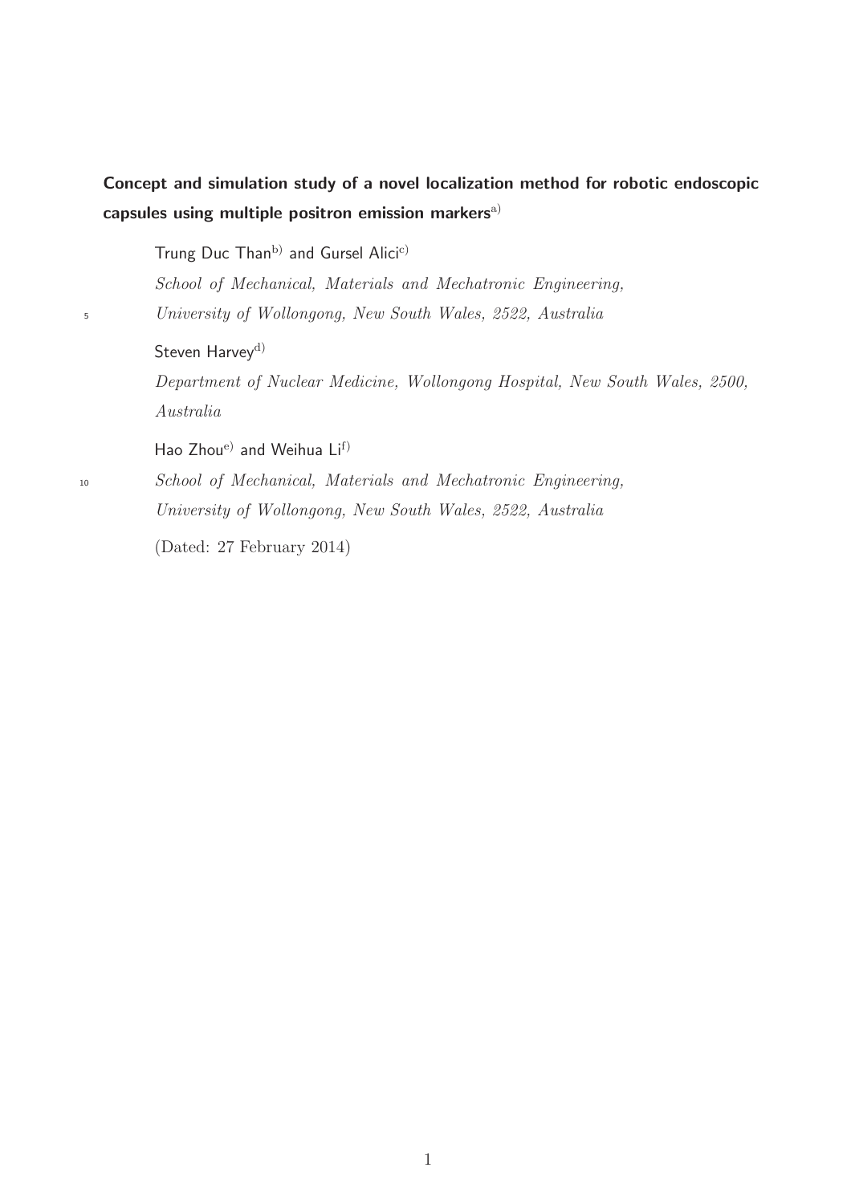# Concept and simulation study of a novel localization method for robotic endoscopic capsules using multiple positron emission markers[a]

Trung Duc Than[b] and Gursel Alici[c]

*School of Mechanical, Materials and Mechatronic Engineering,*
*University of Wollongong, New South Wales, 2522, Australia*

Steven Harvey[d]

*Department of Nuclear Medicine, Wollongong Hospital, New South Wales, 2500, Australia*

Hao Zhou[e] and Weihua Li[f]

*School of Mechanical, Materials and Mechatronic Engineering,*
*University of Wollongong, New South Wales, 2522, Australia*

(Dated: 27 February 2014)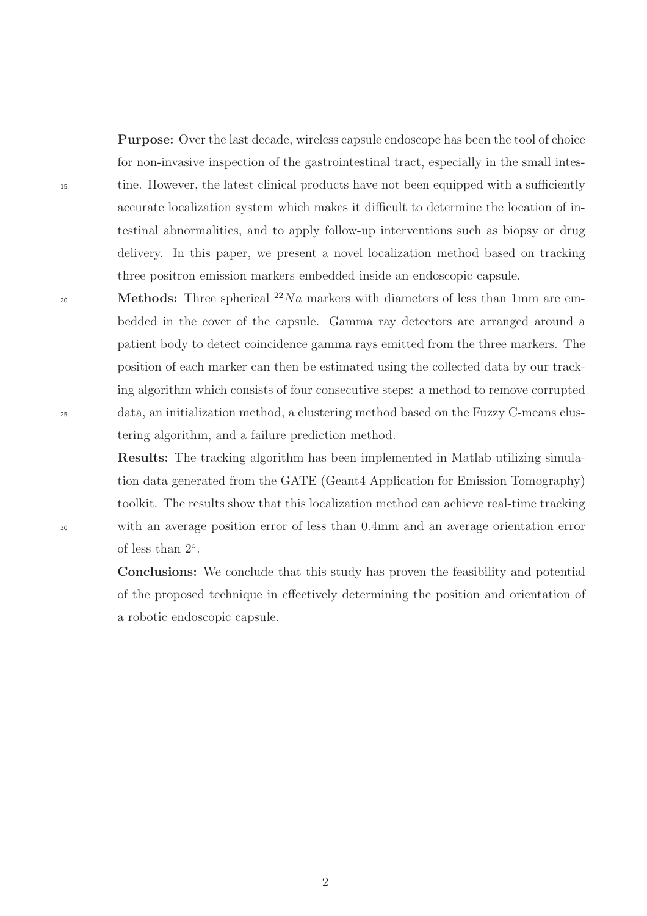**Purpose:** Over the last decade, wireless capsule endoscope has been the tool of choice for non-invasive inspection of the gastrointestinal tract, especially in the small intestine. However, the latest clinical products have not been equipped with a sufficiently accurate localization system which makes it difficult to determine the location of intestinal abnormalities, and to apply follow-up interventions such as biopsy or drug delivery. In this paper, we present a novel localization method based on tracking three positron emission markers embedded inside an endoscopic capsule.

**Methods:** Three spherical $^{22}Na$ markers with diameters of less than 1mm are embedded in the cover of the capsule. Gamma ray detectors are arranged around a patient body to detect coincidence gamma rays emitted from the three markers. The position of each marker can then be estimated using the collected data by our tracking algorithm which consists of four consecutive steps: a method to remove corrupted data, an initialization method, a clustering method based on the Fuzzy C-means clustering algorithm, and a failure prediction method.

**Results:** The tracking algorithm has been implemented in Matlab utilizing simulation data generated from the GATE (Geant4 Application for Emission Tomography) toolkit. The results show that this localization method can achieve real-time tracking with an average position error of less than 0.4mm and an average orientation error of less than $2^{\circ}$.

**Conclusions:** We conclude that this study has proven the feasibility and potential of the proposed technique in effectively determining the position and orientation of a robotic endoscopic capsule.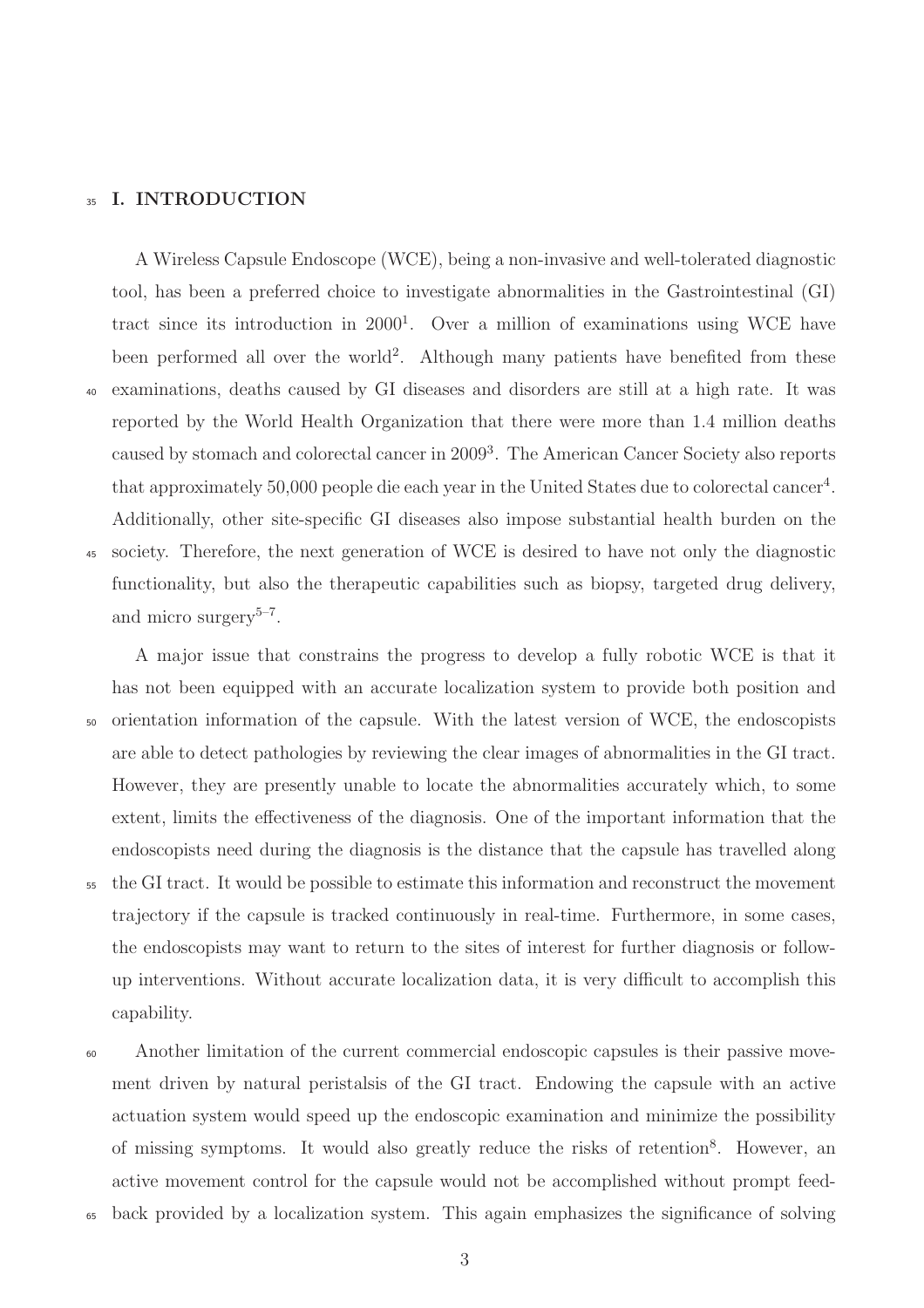## I. INTRODUCTION

A Wireless Capsule Endoscope (WCE), being a non-invasive and well-tolerated diagnostic tool, has been a preferred choice to investigate abnormalities in the Gastrointestinal (GI) tract since its introduction in 2000[1]. Over a million of examinations using WCE have been performed all over the world[2]. Although many patients have benefited from these examinations, deaths caused by GI diseases and disorders are still at a high rate. It was reported by the World Health Organization that there were more than 1.4 million deaths caused by stomach and colorectal cancer in 2009[3]. The American Cancer Society also reports that approximately 50,000 people die each year in the United States due to colorectal cancer[4]. Additionally, other site-specific GI diseases also impose substantial health burden on the society. Therefore, the next generation of WCE is desired to have not only the diagnostic functionality, but also the therapeutic capabilities such as biopsy, targeted drug delivery, and micro surgery[5–7].

A major issue that constrains the progress to develop a fully robotic WCE is that it has not been equipped with an accurate localization system to provide both position and orientation information of the capsule. With the latest version of WCE, the endoscopists are able to detect pathologies by reviewing the clear images of abnormalities in the GI tract. However, they are presently unable to locate the abnormalities accurately which, to some extent, limits the effectiveness of the diagnosis. One of the important information that the endoscopists need during the diagnosis is the distance that the capsule has travelled along the GI tract. It would be possible to estimate this information and reconstruct the movement trajectory if the capsule is tracked continuously in real-time. Furthermore, in some cases, the endoscopists may want to return to the sites of interest for further diagnosis or follow-up interventions. Without accurate localization data, it is very difficult to accomplish this capability.

Another limitation of the current commercial endoscopic capsules is their passive movement driven by natural peristalsis of the GI tract. Endowing the capsule with an active actuation system would speed up the endoscopic examination and minimize the possibility of missing symptoms. It would also greatly reduce the risks of retention[8]. However, an active movement control for the capsule would not be accomplished without prompt feedback provided by a localization system. This again emphasizes the significance of solving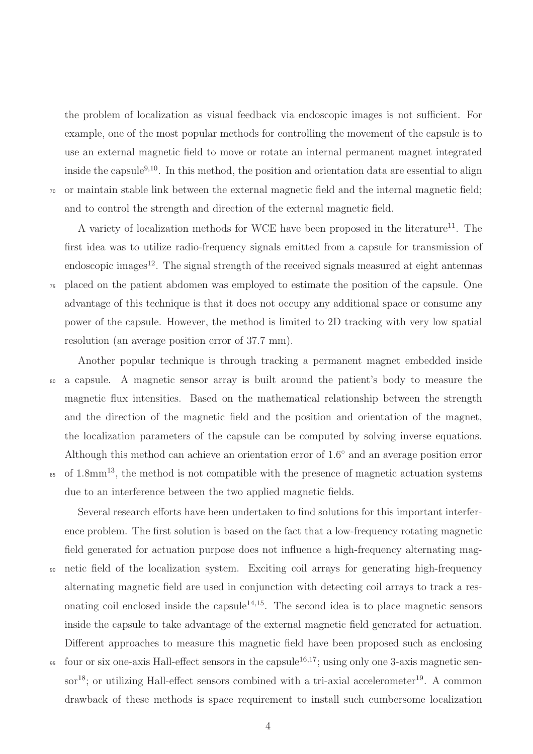the problem of localization as visual feedback via endoscopic images is not sufficient. For example, one of the most popular methods for controlling the movement of the capsule is to use an external magnetic field to move or rotate an internal permanent magnet integrated inside the capsule[9,10]. In this method, the position and orientation data are essential to align or maintain stable link between the external magnetic field and the internal magnetic field; and to control the strength and direction of the external magnetic field.

A variety of localization methods for WCE have been proposed in the literature[11]. The first idea was to utilize radio-frequency signals emitted from a capsule for transmission of endoscopic images[12]. The signal strength of the received signals measured at eight antennas placed on the patient abdomen was employed to estimate the position of the capsule. One advantage of this technique is that it does not occupy any additional space or consume any power of the capsule. However, the method is limited to 2D tracking with very low spatial resolution (an average position error of 37.7 mm).

Another popular technique is through tracking a permanent magnet embedded inside a capsule. A magnetic sensor array is built around the patient's body to measure the magnetic flux intensities. Based on the mathematical relationship between the strength and the direction of the magnetic field and the position and orientation of the magnet, the localization parameters of the capsule can be computed by solving inverse equations. Although this method can achieve an orientation error of 1.6° and an average position error of 1.8mm[13], the method is not compatible with the presence of magnetic actuation systems due to an interference between the two applied magnetic fields.

Several research efforts have been undertaken to find solutions for this important interference problem. The first solution is based on the fact that a low-frequency rotating magnetic field generated for actuation purpose does not influence a high-frequency alternating magnetic field of the localization system. Exciting coil arrays for generating high-frequency alternating magnetic field are used in conjunction with detecting coil arrays to track a resonating coil enclosed inside the capsule[14,15]. The second idea is to place magnetic sensors inside the capsule to take advantage of the external magnetic field generated for actuation. Different approaches to measure this magnetic field have been proposed such as enclosing four or six one-axis Hall-effect sensors in the capsule[16,17]; using only one 3-axis magnetic sensor[18]; or utilizing Hall-effect sensors combined with a tri-axial accelerometer[19]. A common drawback of these methods is space requirement to install such cumbersome localization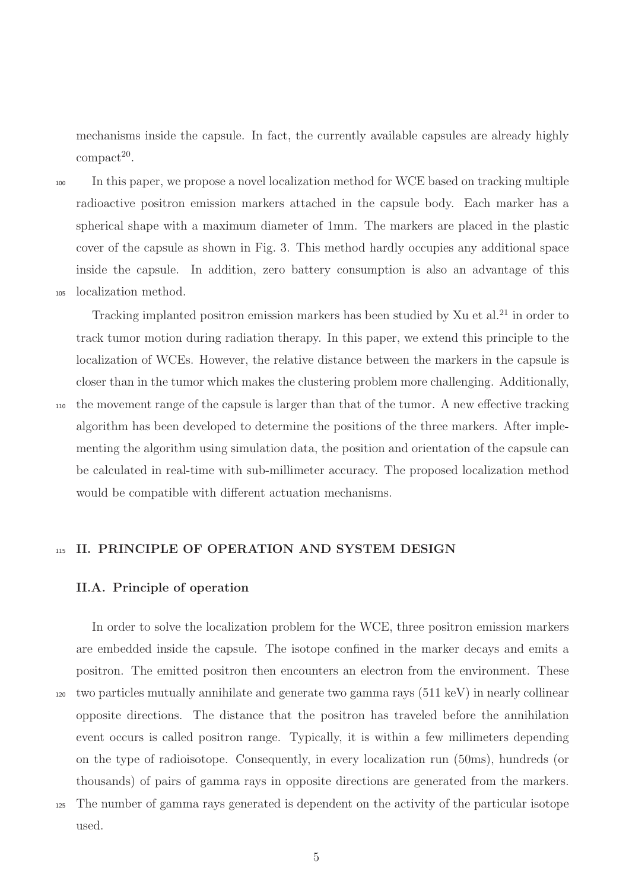mechanisms inside the capsule. In fact, the currently available capsules are already highly compact[20].

In this paper, we propose a novel localization method for WCE based on tracking multiple radioactive positron emission markers attached in the capsule body. Each marker has a spherical shape with a maximum diameter of 1mm. The markers are placed in the plastic cover of the capsule as shown in Fig. 3. This method hardly occupies any additional space inside the capsule. In addition, zero battery consumption is also an advantage of this localization method.

Tracking implanted positron emission markers has been studied by Xu et al.[21] in order to track tumor motion during radiation therapy. In this paper, we extend this principle to the localization of WCEs. However, the relative distance between the markers in the capsule is closer than in the tumor which makes the clustering problem more challenging. Additionally, the movement range of the capsule is larger than that of the tumor. A new effective tracking algorithm has been developed to determine the positions of the three markers. After implementing the algorithm using simulation data, the position and orientation of the capsule can be calculated in real-time with sub-millimeter accuracy. The proposed localization method would be compatible with different actuation mechanisms.

## II. PRINCIPLE OF OPERATION AND SYSTEM DESIGN

### II.A. Principle of operation

In order to solve the localization problem for the WCE, three positron emission markers are embedded inside the capsule. The isotope confined in the marker decays and emits a positron. The emitted positron then encounters an electron from the environment. These two particles mutually annihilate and generate two gamma rays (511 keV) in nearly collinear opposite directions. The distance that the positron has traveled before the annihilation event occurs is called positron range. Typically, it is within a few millimeters depending on the type of radioisotope. Consequently, in every localization run (50ms), hundreds (or thousands) of pairs of gamma rays in opposite directions are generated from the markers. The number of gamma rays generated is dependent on the activity of the particular isotope used.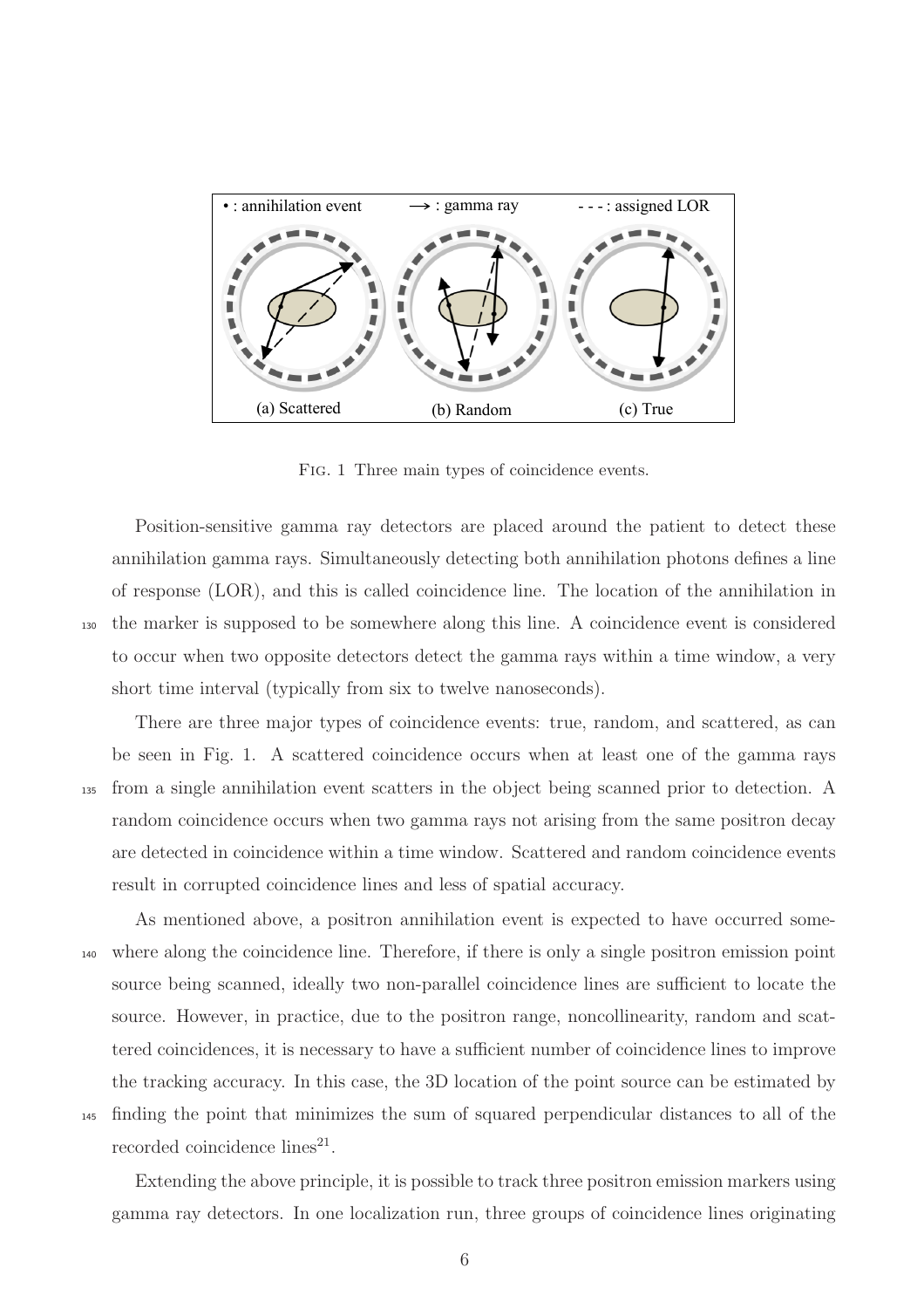FIG. 1 Three main types of coincidence events.

Position-sensitive gamma ray detectors are placed around the patient to detect these annihilation gamma rays. Simultaneously detecting both annihilation photons defines a line of response (LOR), and this is called coincidence line. The location of the annihilation in the marker is supposed to be somewhere along this line. A coincidence event is considered to occur when two opposite detectors detect the gamma rays within a time window, a very short time interval (typically from six to twelve nanoseconds).

There are three major types of coincidence events: true, random, and scattered, as can be seen in Fig. 1. A scattered coincidence occurs when at least one of the gamma rays from a single annihilation event scatters in the object being scanned prior to detection. A random coincidence occurs when two gamma rays not arising from the same positron decay are detected in coincidence within a time window. Scattered and random coincidence events result in corrupted coincidence lines and less of spatial accuracy.

As mentioned above, a positron annihilation event is expected to have occurred somewhere along the coincidence line. Therefore, if there is only a single positron emission point source being scanned, ideally two non-parallel coincidence lines are sufficient to locate the source. However, in practice, due to the positron range, noncollinearity, random and scattered coincidences, it is necessary to have a sufficient number of coincidence lines to improve the tracking accuracy. In this case, the 3D location of the point source can be estimated by finding the point that minimizes the sum of squared perpendicular distances to all of the recorded coincidence lines[21].

Extending the above principle, it is possible to track three positron emission markers using gamma ray detectors. In one localization run, three groups of coincidence lines originating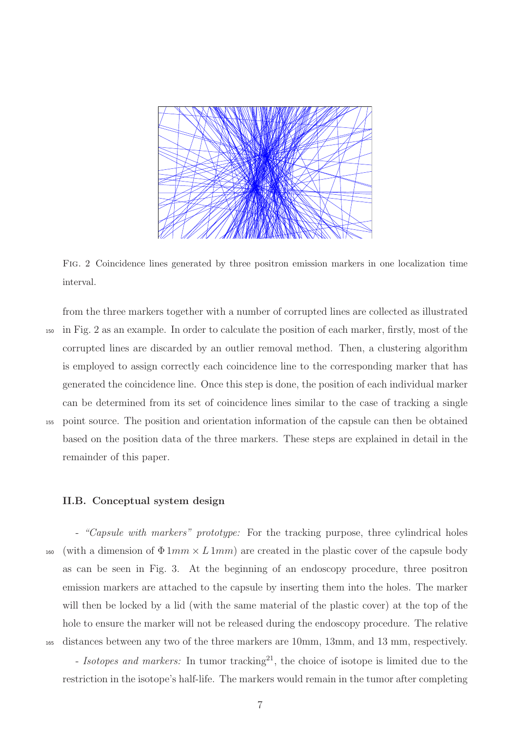FIG. 2 Coincidence lines generated by three positron emission markers in one localization time interval.

from the three markers together with a number of corrupted lines are collected as illustrated in Fig. 2 as an example. In order to calculate the position of each marker, firstly, most of the corrupted lines are discarded by an outlier removal method. Then, a clustering algorithm is employed to assign correctly each coincidence line to the corresponding marker that has generated the coincidence line. Once this step is done, the position of each individual marker can be determined from its set of coincidence lines similar to the case of tracking a single point source. The position and orientation information of the capsule can then be obtained based on the position data of the three markers. These steps are explained in detail in the remainder of this paper.

### II.B. Conceptual system design

- *"Capsule with markers" prototype:* For the tracking purpose, three cylindrical holes (with a dimension of $\Phi\, 1mm \times L\, 1mm$) are created in the plastic cover of the capsule body as can be seen in Fig. 3. At the beginning of an endoscopy procedure, three positron emission markers are attached to the capsule by inserting them into the holes. The marker will then be locked by a lid (with the same material of the plastic cover) at the top of the hole to ensure the marker will not be released during the endoscopy procedure. The relative distances between any two of the three markers are 10mm, 13mm, and 13 mm, respectively.

- *Isotopes and markers:* In tumor tracking[21], the choice of isotope is limited due to the restriction in the isotope's half-life. The markers would remain in the tumor after completing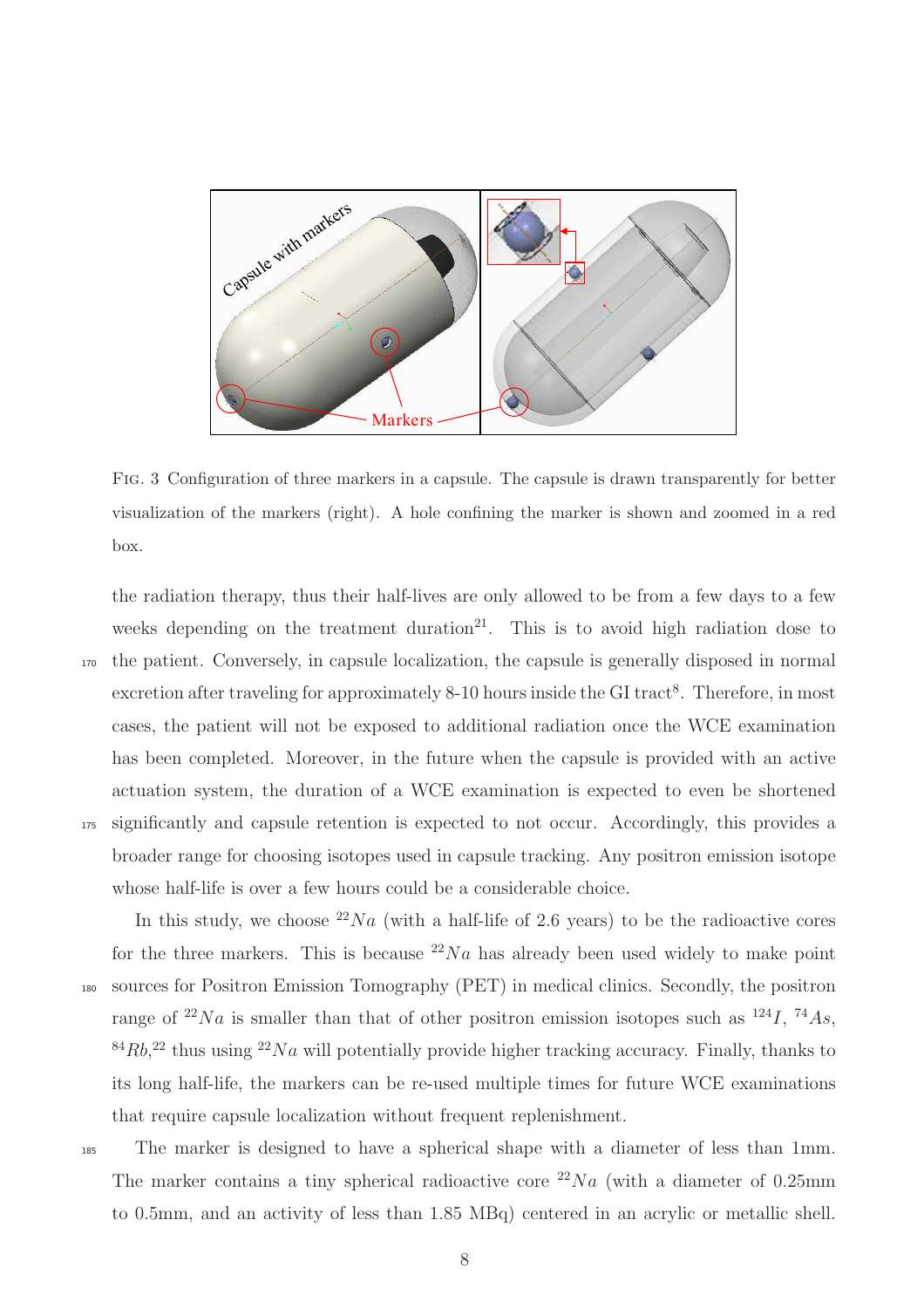FIG. 3 Configuration of three markers in a capsule. The capsule is drawn transparently for better visualization of the markers (right). A hole confining the marker is shown and zoomed in a red box.

the radiation therapy, thus their half-lives are only allowed to be from a few days to a few weeks depending on the treatment duration[21]. This is to avoid high radiation dose to the patient. Conversely, in capsule localization, the capsule is generally disposed in normal excretion after traveling for approximately 8-10 hours inside the GI tract[8]. Therefore, in most cases, the patient will not be exposed to additional radiation once the WCE examination has been completed. Moreover, in the future when the capsule is provided with an active actuation system, the duration of a WCE examination is expected to even be shortened significantly and capsule retention is expected to not occur. Accordingly, this provides a broader range for choosing isotopes used in capsule tracking. Any positron emission isotope whose half-life is over a few hours could be a considerable choice.

In this study, we choose $^{22}Na$ (with a half-life of 2.6 years) to be the radioactive cores for the three markers. This is because $^{22}Na$ has already been used widely to make point sources for Positron Emission Tomography (PET) in medical clinics. Secondly, the positron range of $^{22}Na$ is smaller than that of other positron emission isotopes such as $^{124}I$, $^{74}As$, $^{84}Rb$,[22] thus using $^{22}Na$ will potentially provide higher tracking accuracy. Finally, thanks to its long half-life, the markers can be re-used multiple times for future WCE examinations that require capsule localization without frequent replenishment.

The marker is designed to have a spherical shape with a diameter of less than 1mm. The marker contains a tiny spherical radioactive core $^{22}Na$ (with a diameter of 0.25mm to 0.5mm, and an activity of less than 1.85 MBq) centered in an acrylic or metallic shell.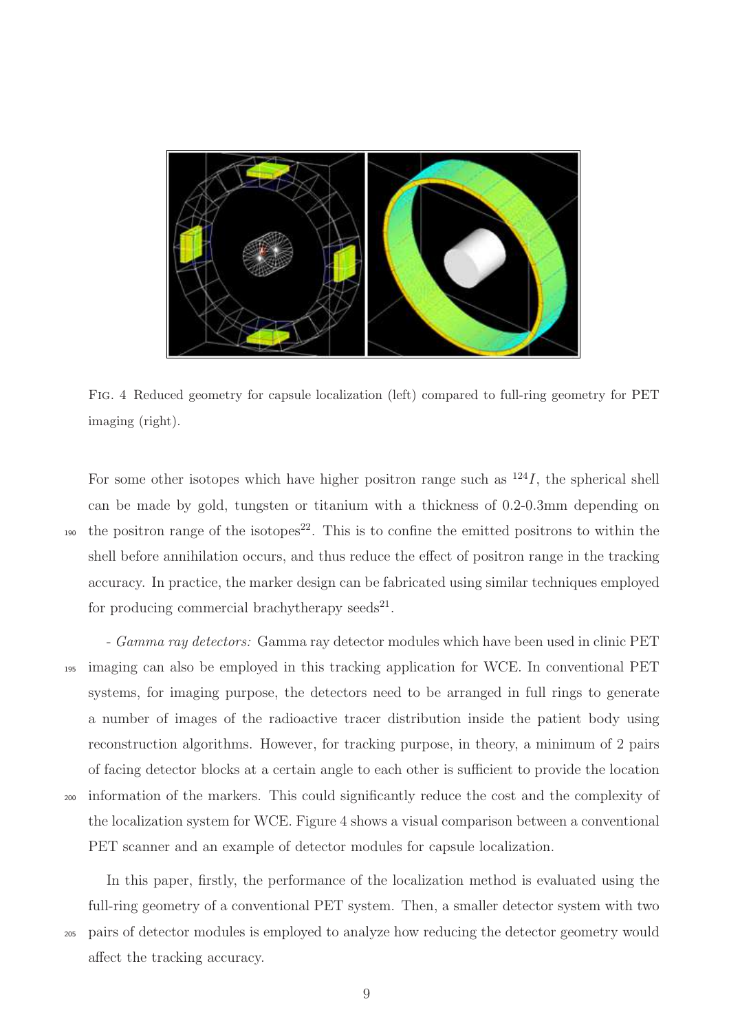FIG. 4 Reduced geometry for capsule localization (left) compared to full-ring geometry for PET imaging (right).

For some other isotopes which have higher positron range such as $^{124}I$, the spherical shell can be made by gold, tungsten or titanium with a thickness of 0.2-0.3mm depending on the positron range of the isotopes[22]. This is to confine the emitted positrons to within the shell before annihilation occurs, and thus reduce the effect of positron range in the tracking accuracy. In practice, the marker design can be fabricated using similar techniques employed for producing commercial brachytherapy seeds[21].

- *Gamma ray detectors:* Gamma ray detector modules which have been used in clinic PET imaging can also be employed in this tracking application for WCE. In conventional PET systems, for imaging purpose, the detectors need to be arranged in full rings to generate a number of images of the radioactive tracer distribution inside the patient body using reconstruction algorithms. However, for tracking purpose, in theory, a minimum of 2 pairs of facing detector blocks at a certain angle to each other is sufficient to provide the location information of the markers. This could significantly reduce the cost and the complexity of the localization system for WCE. Figure 4 shows a visual comparison between a conventional PET scanner and an example of detector modules for capsule localization.

In this paper, firstly, the performance of the localization method is evaluated using the full-ring geometry of a conventional PET system. Then, a smaller detector system with two pairs of detector modules is employed to analyze how reducing the detector geometry would affect the tracking accuracy.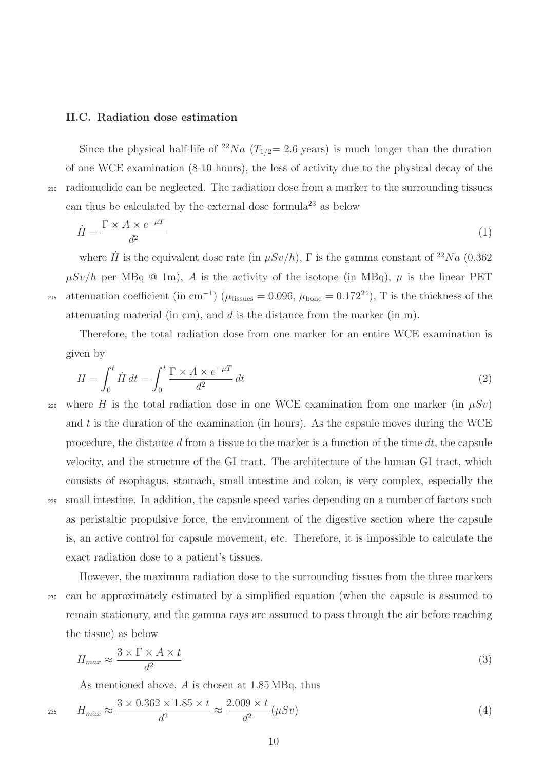### II.C. Radiation dose estimation

Since the physical half-life of $^{22}Na$ ($T_{1/2}$= 2.6 years) is much longer than the duration of one WCE examination (8-10 hours), the loss of activity due to the physical decay of the radionuclide can be neglected. The radiation dose from a marker to the surrounding tissues can thus be calculated by the external dose formula[23] as below

$$\dot{H} = \frac{\Gamma \times A \times e^{-\mu T}}{d^2} \tag{1}$$

where $\dot{H}$ is the equivalent dose rate (in $\mu Sv/h$), $\Gamma$ is the gamma constant of $^{22}Na$ (0.362 $\mu Sv/h$ per MBq @ 1m), $A$ is the activity of the isotope (in MBq), $\mu$ is the linear PET attenuation coefficient (in cm$^{-1}$) ($\mu_{\text{tissues}} = 0.096$, $\mu_{\text{bone}} = 0.172$[24]), T is the thickness of the attenuating material (in cm), and $d$ is the distance from the marker (in m).

Therefore, the total radiation dose from one marker for an entire WCE examination is given by

$$H = \int_0^t \dot{H}\, dt = \int_0^t \frac{\Gamma \times A \times e^{-\mu T}}{d^2}\, dt \tag{2}$$

where $H$ is the total radiation dose in one WCE examination from one marker (in $\mu Sv$) and $t$ is the duration of the examination (in hours). As the capsule moves during the WCE procedure, the distance $d$ from a tissue to the marker is a function of the time $dt$, the capsule velocity, and the structure of the GI tract. The architecture of the human GI tract, which consists of esophagus, stomach, small intestine and colon, is very complex, especially the small intestine. In addition, the capsule speed varies depending on a number of factors such as peristaltic propulsive force, the environment of the digestive section where the capsule is, an active control for capsule movement, etc. Therefore, it is impossible to calculate the exact radiation dose to a patient's tissues.

However, the maximum radiation dose to the surrounding tissues from the three markers can be approximately estimated by a simplified equation (when the capsule is assumed to remain stationary, and the gamma rays are assumed to pass through the air before reaching the tissue) as below

$$H_{max} \approx \frac{3 \times \Gamma \times A \times t}{d^2} \tag{3}$$

As mentioned above, $A$ is chosen at 1.85 MBq, thus

$$H_{max} \approx \frac{3 \times 0.362 \times 1.85 \times t}{d^2} \approx \frac{2.009 \times t}{d^2}\, (\mu Sv) \tag{4}$$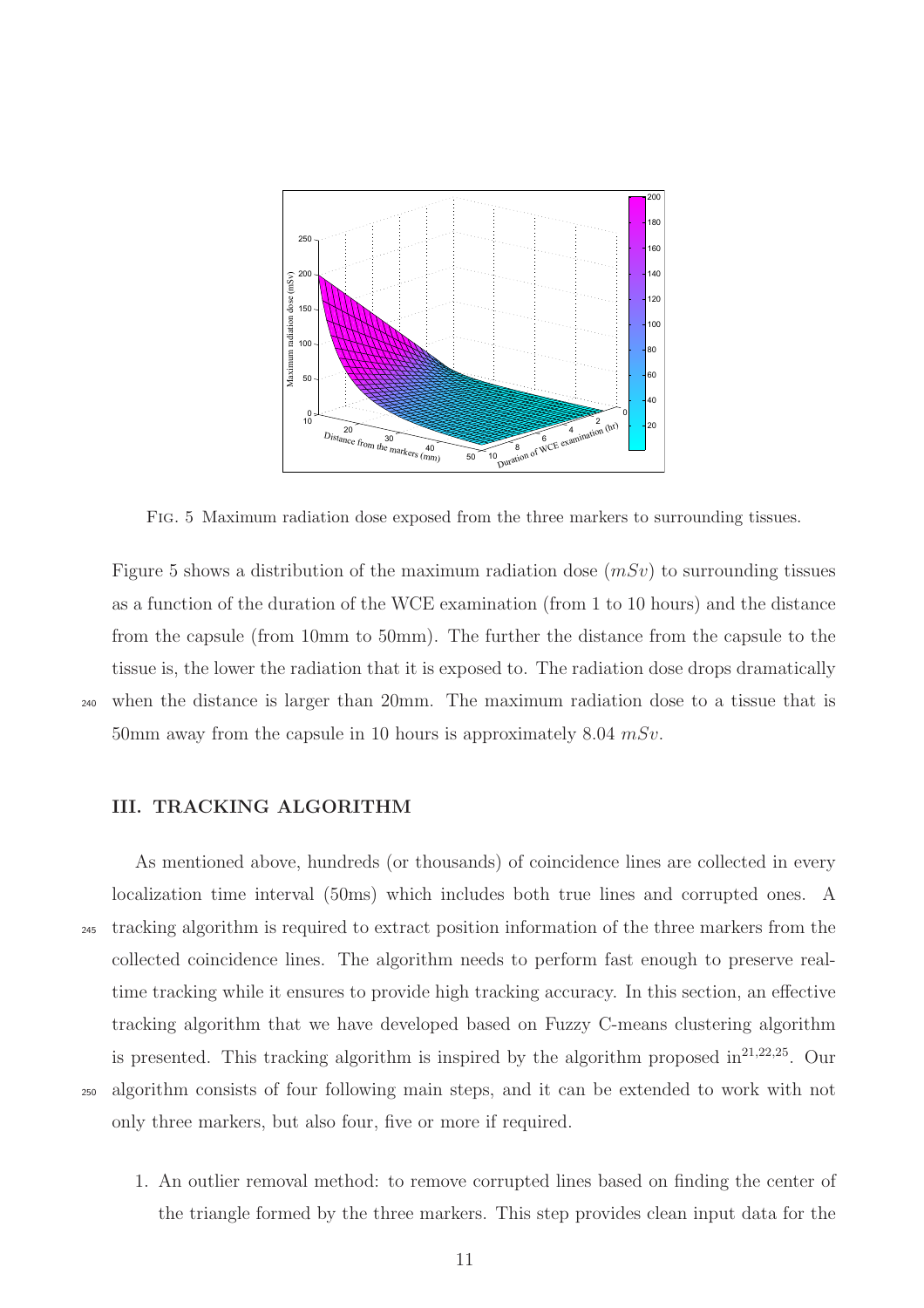FIG. 5 Maximum radiation dose exposed from the three markers to surrounding tissues.

Figure 5 shows a distribution of the maximum radiation dose ($mSv$) to surrounding tissues as a function of the duration of the WCE examination (from 1 to 10 hours) and the distance from the capsule (from 10mm to 50mm). The further the distance from the capsule to the tissue is, the lower the radiation that it is exposed to. The radiation dose drops dramatically when the distance is larger than 20mm. The maximum radiation dose to a tissue that is 50mm away from the capsule in 10 hours is approximately 8.04 $mSv$.

## III. TRACKING ALGORITHM

As mentioned above, hundreds (or thousands) of coincidence lines are collected in every localization time interval (50ms) which includes both true lines and corrupted ones. A tracking algorithm is required to extract position information of the three markers from the collected coincidence lines. The algorithm needs to perform fast enough to preserve real-time tracking while it ensures to provide high tracking accuracy. In this section, an effective tracking algorithm that we have developed based on Fuzzy C-means clustering algorithm is presented. This tracking algorithm is inspired by the algorithm proposed in[21,22,25]. Our algorithm consists of four following main steps, and it can be extended to work with not only three markers, but also four, five or more if required.

1. An outlier removal method: to remove corrupted lines based on finding the center of the triangle formed by the three markers. This step provides clean input data for the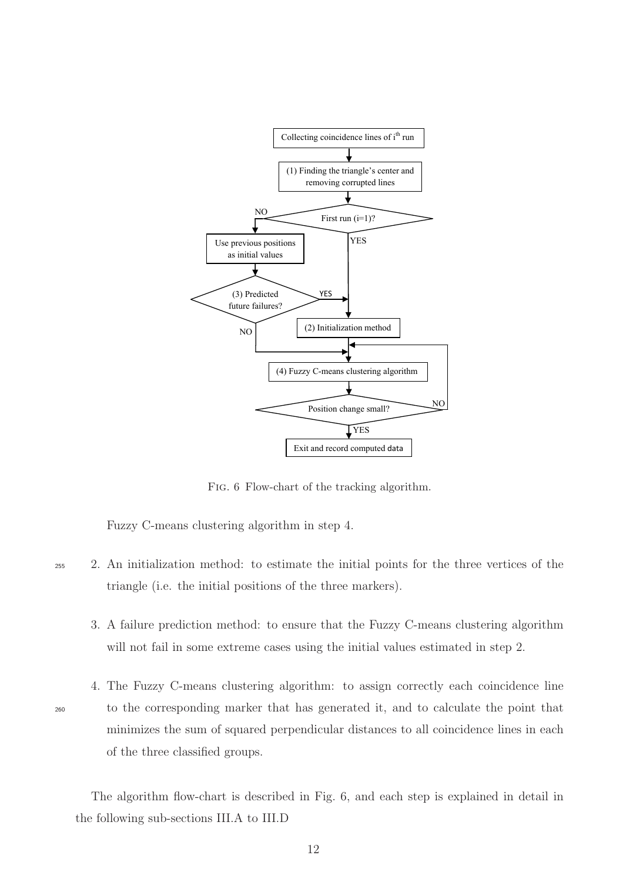Fig. 6 Flow-chart of the tracking algorithm.

Fuzzy C-means clustering algorithm in step 4.

2. An initialization method: to estimate the initial points for the three vertices of the triangle (i.e. the initial positions of the three markers).

3. A failure prediction method: to ensure that the Fuzzy C-means clustering algorithm will not fail in some extreme cases using the initial values estimated in step 2.

4. The Fuzzy C-means clustering algorithm: to assign correctly each coincidence line to the corresponding marker that has generated it, and to calculate the point that minimizes the sum of squared perpendicular distances to all coincidence lines in each of the three classified groups.

The algorithm flow-chart is described in Fig. 6, and each step is explained in detail in the following sub-sections III.A to III.D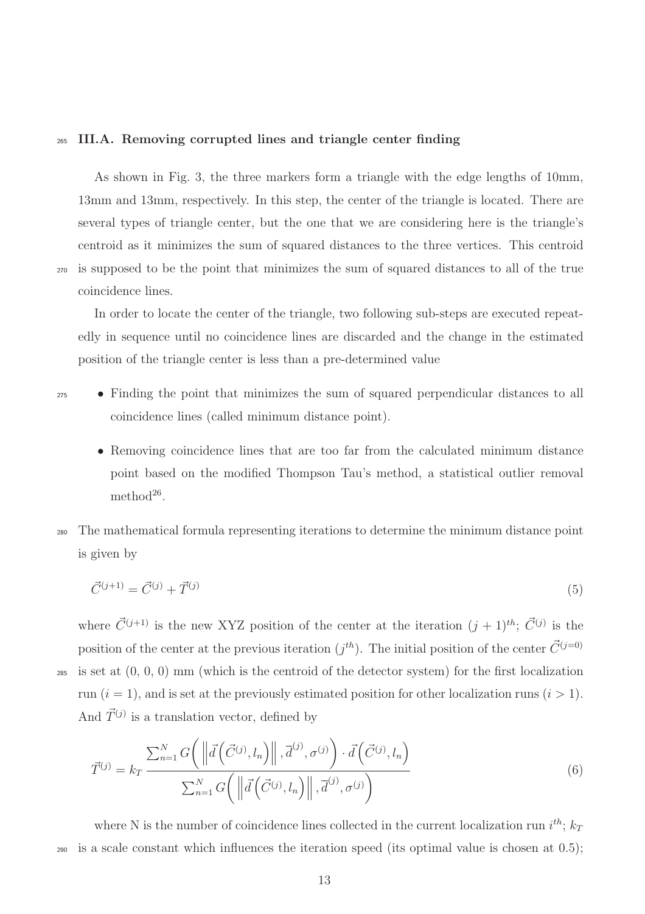### III.A. Removing corrupted lines and triangle center finding

As shown in Fig. 3, the three markers form a triangle with the edge lengths of 10mm, 13mm and 13mm, respectively. In this step, the center of the triangle is located. There are several types of triangle center, but the one that we are considering here is the triangle's centroid as it minimizes the sum of squared distances to the three vertices. This centroid is supposed to be the point that minimizes the sum of squared distances to all of the true coincidence lines.

In order to locate the center of the triangle, two following sub-steps are executed repeatedly in sequence until no coincidence lines are discarded and the change in the estimated position of the triangle center is less than a pre-determined value

- Finding the point that minimizes the sum of squared perpendicular distances to all coincidence lines (called minimum distance point).
- Removing coincidence lines that are too far from the calculated minimum distance point based on the modified Thompson Tau's method, a statistical outlier removal method[26].

The mathematical formula representing iterations to determine the minimum distance point is given by

$$\vec{C}^{(j+1)} = \vec{C}^{(j)} + \vec{T}^{(j)} \tag{5}$$

where $\vec{C}^{(j+1)}$ is the new XYZ position of the center at the iteration $(j+1)^{th}$; $\vec{C}^{(j)}$ is the position of the center at the previous iteration ($j^{th}$). The initial position of the center $\vec{C}^{(j=0)}$ is set at (0, 0, 0) mm (which is the centroid of the detector system) for the first localization run ($i = 1$), and is set at the previously estimated position for other localization runs ($i > 1$). And $\vec{T}^{(j)}$ is a translation vector, defined by

$$\vec{T}^{(j)} = k_T \frac{\sum_{n=1}^{N} G\left( \left\| \vec{d}\left(\vec{C}^{(j)}, l_n\right) \right\|, \overline{d}^{(j)}, \sigma^{(j)} \right) \cdot \vec{d}\left(\vec{C}^{(j)}, l_n\right)}{\sum_{n=1}^{N} G\left( \left\| \vec{d}\left(\vec{C}^{(j)}, l_n\right) \right\|, \overline{d}^{(j)}, \sigma^{(j)} \right)} \tag{6}$$

where N is the number of coincidence lines collected in the current localization run $i^{th}$; $k_T$ is a scale constant which influences the iteration speed (its optimal value is chosen at 0.5);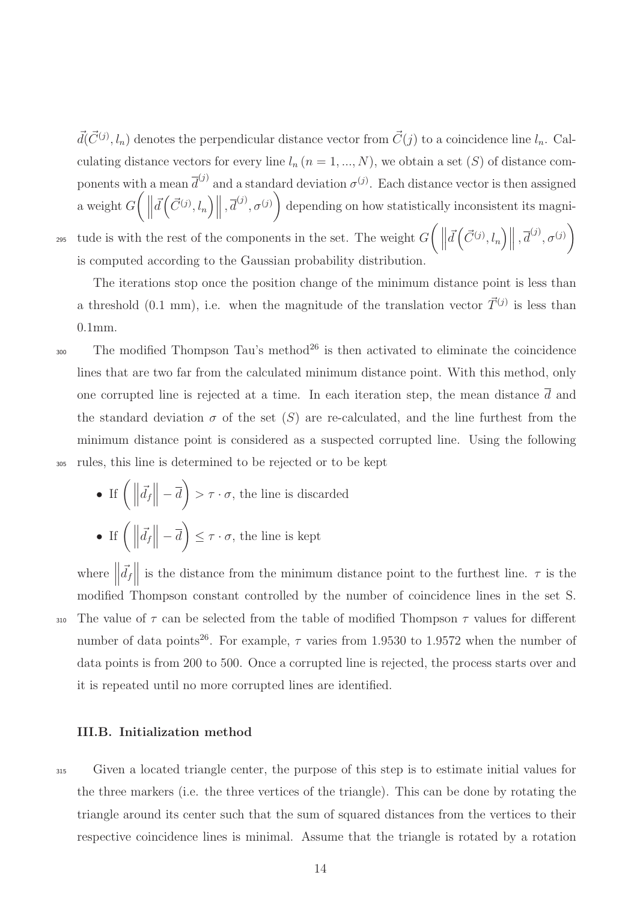$\vec{d}(\vec{C}^{(j)}, l_n)$ denotes the perpendicular distance vector from $\vec{C}(j)$ to a coincidence line $l_n$. Calculating distance vectors for every line $l_n$ $(n = 1, ..., N)$, we obtain a set $(S)$ of distance components with a mean $\overline{d}^{(j)}$ and a standard deviation $\sigma^{(j)}$. Each distance vector is then assigned a weight $G\left( \left\| \vec{d}\left(\vec{C}^{(j)}, l_n\right) \right\|, \overline{d}^{(j)}, \sigma^{(j)} \right)$ depending on how statistically inconsistent its magnitude is with the rest of the components in the set. The weight $G\left( \left\| \vec{d}\left(\vec{C}^{(j)}, l_n\right) \right\|, \overline{d}^{(j)}, \sigma^{(j)} \right)$ is computed according to the Gaussian probability distribution.

The iterations stop once the position change of the minimum distance point is less than a threshold (0.1 mm), i.e. when the magnitude of the translation vector $\vec{T}^{(j)}$ is less than 0.1mm.

The modified Thompson Tau's method[26] is then activated to eliminate the coincidence lines that are two far from the calculated minimum distance point. With this method, only one corrupted line is rejected at a time. In each iteration step, the mean distance $\overline{d}$ and the standard deviation $\sigma$ of the set $(S)$ are re-calculated, and the line furthest from the minimum distance point is considered as a suspected corrupted line. Using the following rules, this line is determined to be rejected or to be kept

- If $\left( \left\| \vec{d}_f \right\| - \overline{d} \right) > \tau \cdot \sigma$, the line is discarded
- If $\left( \left\| \vec{d}_f \right\| - \overline{d} \right) \leq \tau \cdot \sigma$, the line is kept

where $\left\| \vec{d}_f \right\|$ is the distance from the minimum distance point to the furthest line. $\tau$ is the modified Thompson constant controlled by the number of coincidence lines in the set S. The value of $\tau$ can be selected from the table of modified Thompson $\tau$ values for different number of data points[26]. For example, $\tau$ varies from 1.9530 to 1.9572 when the number of data points is from 200 to 500. Once a corrupted line is rejected, the process starts over and it is repeated until no more corrupted lines are identified.

### III.B. Initialization method

Given a located triangle center, the purpose of this step is to estimate initial values for the three markers (i.e. the three vertices of the triangle). This can be done by rotating the triangle around its center such that the sum of squared distances from the vertices to their respective coincidence lines is minimal. Assume that the triangle is rotated by a rotation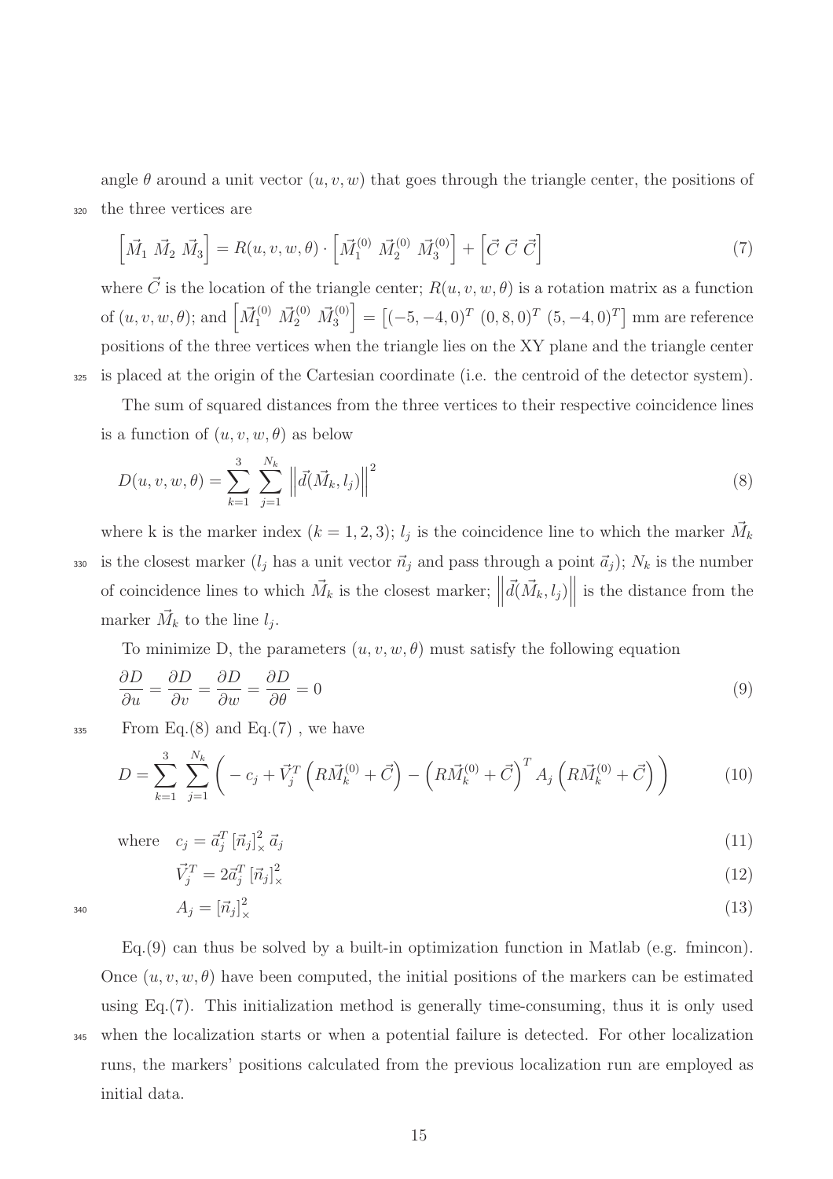angle $\theta$ around a unit vector $(u, v, w)$ that goes through the triangle center, the positions of the three vertices are

$$\left[\vec{M}_1 \; \vec{M}_2 \; \vec{M}_3\right] = R(u, v, w, \theta) \cdot \left[\vec{M}_1^{(0)} \; \vec{M}_2^{(0)} \; \vec{M}_3^{(0)}\right] + \left[\vec{C} \; \vec{C} \; \vec{C}\right] \tag{7}$$

where $\vec{C}$ is the location of the triangle center; $R(u, v, w, \theta)$ is a rotation matrix as a function of $(u, v, w, \theta)$; and $\left[\vec{M}_1^{(0)} \; \vec{M}_2^{(0)} \; \vec{M}_3^{(0)}\right] = \left[(-5, -4, 0)^T \; (0, 8, 0)^T \; (5, -4, 0)^T\right]$ mm are reference positions of the three vertices when the triangle lies on the XY plane and the triangle center is placed at the origin of the Cartesian coordinate (i.e. the centroid of the detector system).

The sum of squared distances from the three vertices to their respective coincidence lines is a function of $(u, v, w, \theta)$ as below

$$D(u, v, w, \theta) = \sum_{k=1}^{3} \sum_{j=1}^{N_k} \left\| \vec{d}(\vec{M}_k, l_j) \right\|^2 \tag{8}$$

where k is the marker index $(k = 1, 2, 3)$; $l_j$ is the coincidence line to which the marker $\vec{M}_k$ is the closest marker ($l_j$ has a unit vector $\vec{n}_j$ and pass through a point $\vec{a}_j$); $N_k$ is the number of coincidence lines to which $\vec{M}_k$ is the closest marker; $\left\| \vec{d}(\vec{M}_k, l_j) \right\|$ is the distance from the marker $\vec{M}_k$ to the line $l_j$.

To minimize D, the parameters $(u, v, w, \theta)$ must satisfy the following equation

$$\frac{\partial D}{\partial u} = \frac{\partial D}{\partial v} = \frac{\partial D}{\partial w} = \frac{\partial D}{\partial \theta} = 0 \tag{9}$$

From Eq.(8) and Eq.(7) , we have

$$D = \sum_{k=1}^{3} \sum_{j=1}^{N_k} \left( -c_j + \vec{V}_j^T \left( R\vec{M}_k^{(0)} + \vec{C} \right) - \left( R\vec{M}_k^{(0)} + \vec{C} \right)^T A_j \left( R\vec{M}_k^{(0)} + \vec{C} \right) \right) \tag{10}$$

$$\text{where} \quad c_j = \vec{a}_j^T \left[\vec{n}_j\right]_\times^2 \vec{a}_j \tag{11}$$

$$\vec{V}_j^T = 2\vec{a}_j^T \left[\vec{n}_j\right]_\times^2 \tag{12}$$

$$A_j = \left[\vec{n}_j\right]_\times^2 \tag{13}$$

Eq.(9) can thus be solved by a built-in optimization function in Matlab (e.g. fmincon). Once $(u, v, w, \theta)$ have been computed, the initial positions of the markers can be estimated using Eq.(7). This initialization method is generally time-consuming, thus it is only used when the localization starts or when a potential failure is detected. For other localization runs, the markers' positions calculated from the previous localization run are employed as initial data.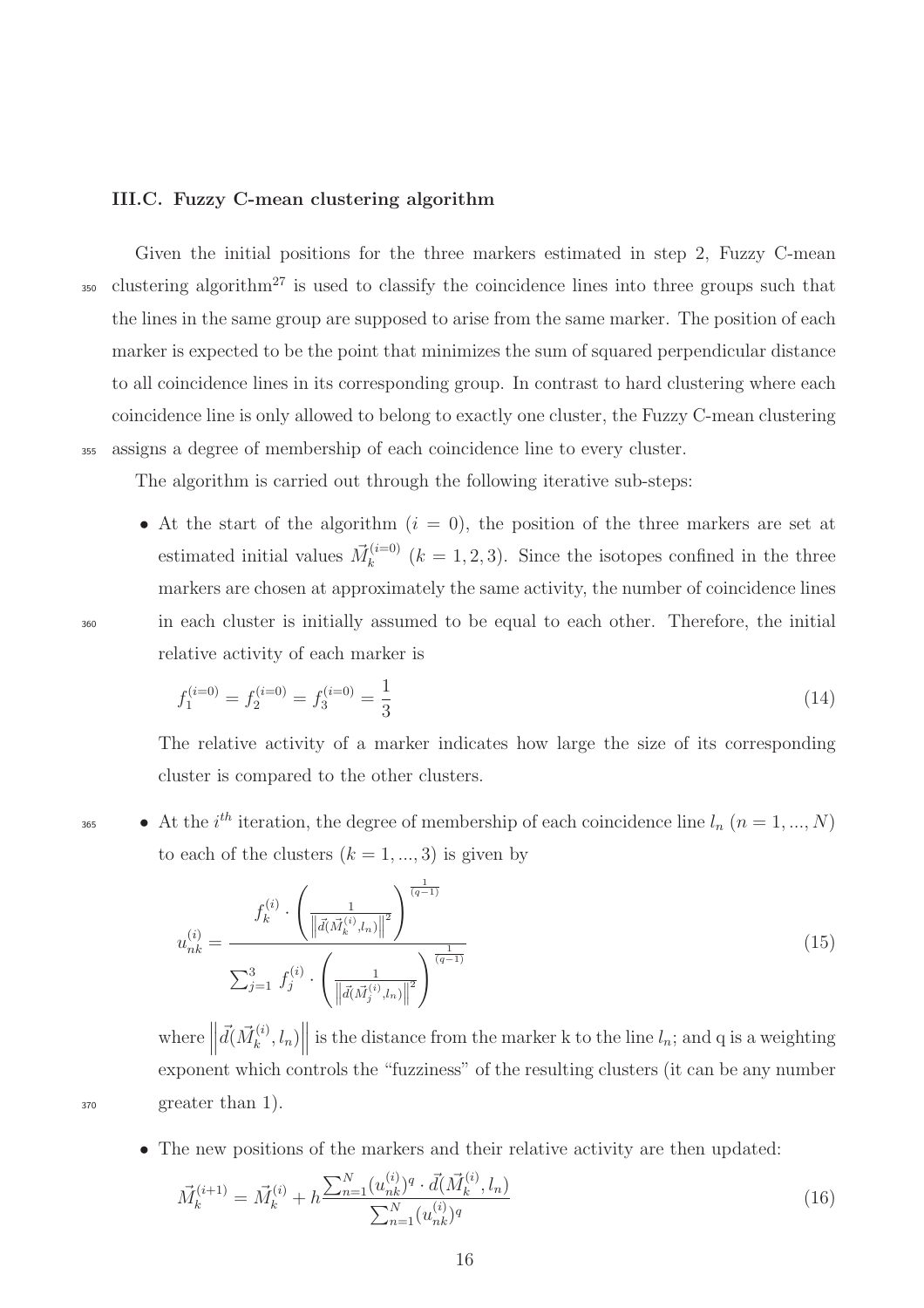### III.C. Fuzzy C-mean clustering algorithm

Given the initial positions for the three markers estimated in step 2, Fuzzy C-mean clustering algorithm[27] is used to classify the coincidence lines into three groups such that the lines in the same group are supposed to arise from the same marker. The position of each marker is expected to be the point that minimizes the sum of squared perpendicular distance to all coincidence lines in its corresponding group. In contrast to hard clustering where each coincidence line is only allowed to belong to exactly one cluster, the Fuzzy C-mean clustering assigns a degree of membership of each coincidence line to every cluster.

The algorithm is carried out through the following iterative sub-steps:

- At the start of the algorithm ($i = 0$), the position of the three markers are set at estimated initial values $\vec{M}_k^{(i=0)}$ ($k = 1, 2, 3$). Since the isotopes confined in the three markers are chosen at approximately the same activity, the number of coincidence lines in each cluster is initially assumed to be equal to each other. Therefore, the initial relative activity of each marker is

$$f_1^{(i=0)} = f_2^{(i=0)} = f_3^{(i=0)} = \frac{1}{3} \tag{14}$$

The relative activity of a marker indicates how large the size of its corresponding cluster is compared to the other clusters.

- At the $i^{th}$ iteration, the degree of membership of each coincidence line $l_n$ ($n = 1, ..., N$) to each of the clusters ($k = 1, ..., 3$) is given by

$$u_{nk}^{(i)} = \frac{f_k^{(i)} \cdot \left( \frac{1}{\left\| \vec{d}(\vec{M}_k^{(i)}, l_n) \right\|^2} \right)^{\frac{1}{(q-1)}}}{\sum_{j=1}^{3} f_j^{(i)} \cdot \left( \frac{1}{\left\| \vec{d}(\vec{M}_j^{(i)}, l_n) \right\|^2} \right)^{\frac{1}{(q-1)}}} \tag{15}$$

where $\left\| \vec{d}(\vec{M}_k^{(i)}, l_n) \right\|$ is the distance from the marker k to the line $l_n$; and q is a weighting exponent which controls the "fuzziness" of the resulting clusters (it can be any number greater than 1).

- The new positions of the markers and their relative activity are then updated:

$$\vec{M}_k^{(i+1)} = \vec{M}_k^{(i)} + h \frac{\sum_{n=1}^{N} (u_{nk}^{(i)})^q \cdot \vec{d}(\vec{M}_k^{(i)}, l_n)}{\sum_{n=1}^{N} (u_{nk}^{(i)})^q} \tag{16}$$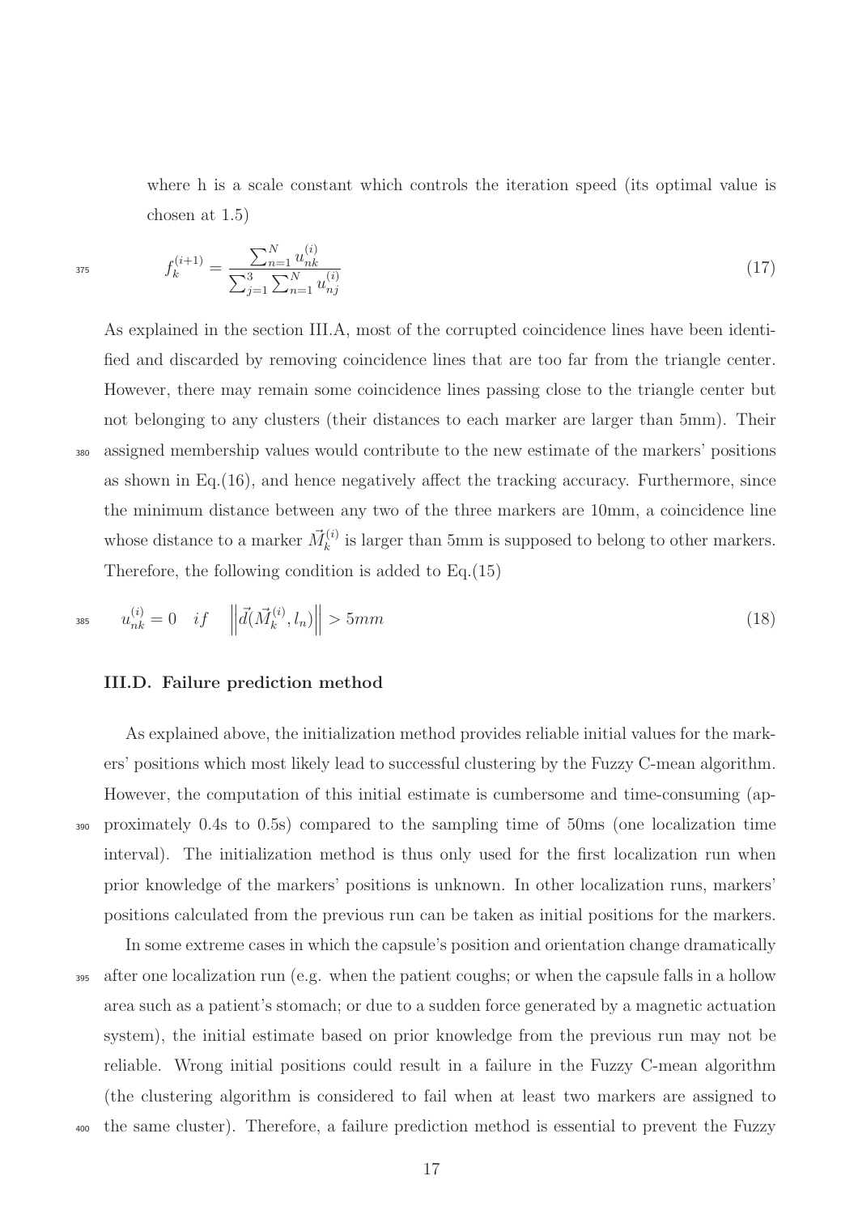where h is a scale constant which controls the iteration speed (its optimal value is chosen at 1.5)

$$f_k^{(i+1)} = \frac{\sum_{n=1}^{N} u_{nk}^{(i)}}{\sum_{j=1}^{3}\sum_{n=1}^{N} u_{nj}^{(i)}} \tag{17}$$

As explained in the section III.A, most of the corrupted coincidence lines have been identified and discarded by removing coincidence lines that are too far from the triangle center. However, there may remain some coincidence lines passing close to the triangle center but not belonging to any clusters (their distances to each marker are larger than 5mm). Their assigned membership values would contribute to the new estimate of the markers' positions as shown in Eq.(16), and hence negatively affect the tracking accuracy. Furthermore, since the minimum distance between any two of the three markers are 10mm, a coincidence line whose distance to a marker $\vec{M}_k^{(i)}$ is larger than 5mm is supposed to belong to other markers. Therefore, the following condition is added to Eq.(15)

$$u_{nk}^{(i)} = 0 \quad if \quad \left\|\vec{d}(\vec{M}_k^{(i)}, l_n)\right\| > 5mm \tag{18}$$

### III.D. Failure prediction method

As explained above, the initialization method provides reliable initial values for the markers' positions which most likely lead to successful clustering by the Fuzzy C-mean algorithm. However, the computation of this initial estimate is cumbersome and time-consuming (approximately 0.4s to 0.5s) compared to the sampling time of 50ms (one localization time interval). The initialization method is thus only used for the first localization run when prior knowledge of the markers' positions is unknown. In other localization runs, markers' positions calculated from the previous run can be taken as initial positions for the markers.

In some extreme cases in which the capsule's position and orientation change dramatically after one localization run (e.g. when the patient coughs; or when the capsule falls in a hollow area such as a patient's stomach; or due to a sudden force generated by a magnetic actuation system), the initial estimate based on prior knowledge from the previous run may not be reliable. Wrong initial positions could result in a failure in the Fuzzy C-mean algorithm (the clustering algorithm is considered to fail when at least two markers are assigned to the same cluster). Therefore, a failure prediction method is essential to prevent the Fuzzy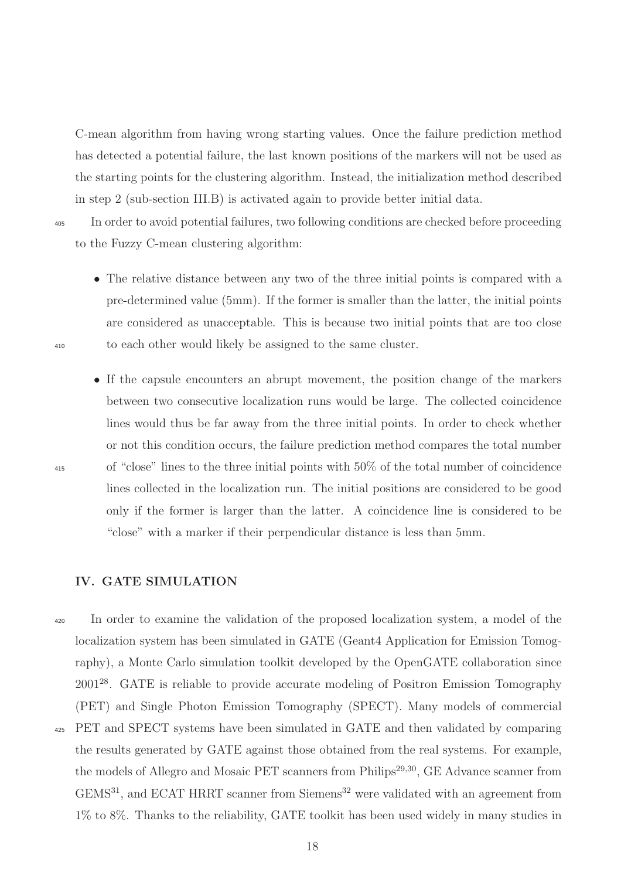C-mean algorithm from having wrong starting values. Once the failure prediction method has detected a potential failure, the last known positions of the markers will not be used as the starting points for the clustering algorithm. Instead, the initialization method described in step 2 (sub-section III.B) is activated again to provide better initial data.

In order to avoid potential failures, two following conditions are checked before proceeding to the Fuzzy C-mean clustering algorithm:

- The relative distance between any two of the three initial points is compared with a pre-determined value (5mm). If the former is smaller than the latter, the initial points are considered as unacceptable. This is because two initial points that are too close to each other would likely be assigned to the same cluster.

- If the capsule encounters an abrupt movement, the position change of the markers between two consecutive localization runs would be large. The collected coincidence lines would thus be far away from the three initial points. In order to check whether or not this condition occurs, the failure prediction method compares the total number of "close" lines to the three initial points with 50% of the total number of coincidence lines collected in the localization run. The initial positions are considered to be good only if the former is larger than the latter. A coincidence line is considered to be "close" with a marker if their perpendicular distance is less than 5mm.

## IV. GATE SIMULATION

In order to examine the validation of the proposed localization system, a model of the localization system has been simulated in GATE (Geant4 Application for Emission Tomography), a Monte Carlo simulation toolkit developed by the OpenGATE collaboration since 2001[28]. GATE is reliable to provide accurate modeling of Positron Emission Tomography (PET) and Single Photon Emission Tomography (SPECT). Many models of commercial PET and SPECT systems have been simulated in GATE and then validated by comparing the results generated by GATE against those obtained from the real systems. For example, the models of Allegro and Mosaic PET scanners from Philips[29,30], GE Advance scanner from GEMS[31], and ECAT HRRT scanner from Siemens[32] were validated with an agreement from 1% to 8%. Thanks to the reliability, GATE toolkit has been used widely in many studies in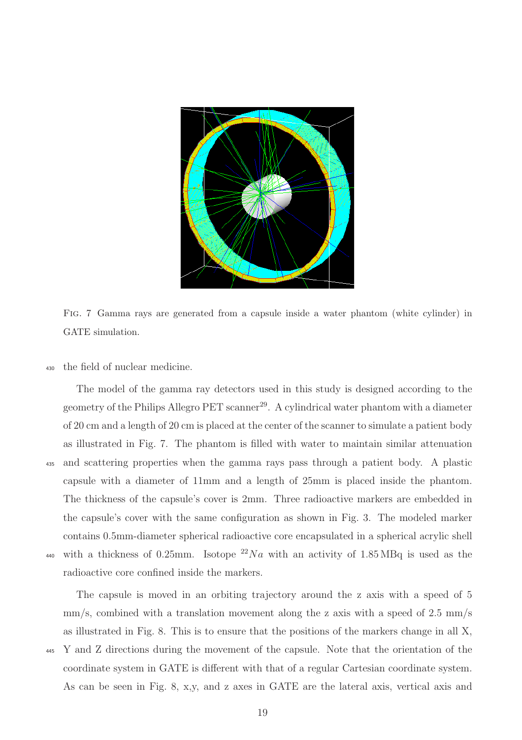Fig. 7 Gamma rays are generated from a capsule inside a water phantom (white cylinder) in GATE simulation.

the field of nuclear medicine.

The model of the gamma ray detectors used in this study is designed according to the geometry of the Philips Allegro PET scanner[29]. A cylindrical water phantom with a diameter of 20 cm and a length of 20 cm is placed at the center of the scanner to simulate a patient body as illustrated in Fig. 7. The phantom is filled with water to maintain similar attenuation and scattering properties when the gamma rays pass through a patient body. A plastic capsule with a diameter of 11mm and a length of 25mm is placed inside the phantom. The thickness of the capsule's cover is 2mm. Three radioactive markers are embedded in the capsule's cover with the same configuration as shown in Fig. 3. The modeled marker contains 0.5mm-diameter spherical radioactive core encapsulated in a spherical acrylic shell with a thickness of 0.25mm. Isotope $^{22}Na$ with an activity of 1.85 MBq is used as the radioactive core confined inside the markers.

The capsule is moved in an orbiting trajectory around the z axis with a speed of 5 mm/s, combined with a translation movement along the z axis with a speed of 2.5 mm/s as illustrated in Fig. 8. This is to ensure that the positions of the markers change in all X, Y and Z directions during the movement of the capsule. Note that the orientation of the coordinate system in GATE is different with that of a regular Cartesian coordinate system. As can be seen in Fig. 8, x,y, and z axes in GATE are the lateral axis, vertical axis and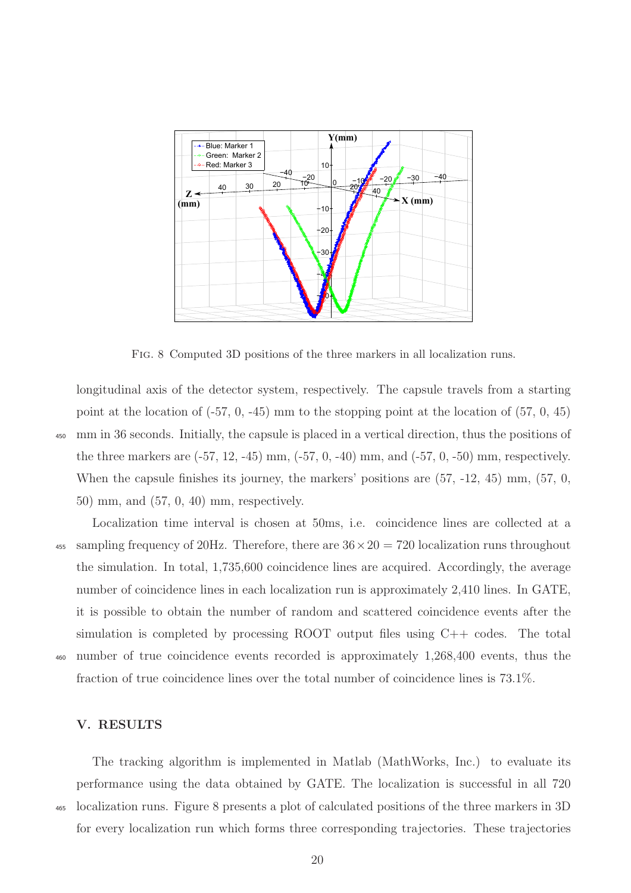FIG. 8 Computed 3D positions of the three markers in all localization runs.

longitudinal axis of the detector system, respectively. The capsule travels from a starting point at the location of (-57, 0, -45) mm to the stopping point at the location of (57, 0, 45) mm in 36 seconds. Initially, the capsule is placed in a vertical direction, thus the positions of the three markers are (-57, 12, -45) mm, (-57, 0, -40) mm, and (-57, 0, -50) mm, respectively. When the capsule finishes its journey, the markers' positions are (57, -12, 45) mm, (57, 0, 50) mm, and (57, 0, 40) mm, respectively.

Localization time interval is chosen at 50ms, i.e. coincidence lines are collected at a sampling frequency of 20Hz. Therefore, there are $36 \times 20 = 720$ localization runs throughout the simulation. In total, 1,735,600 coincidence lines are acquired. Accordingly, the average number of coincidence lines in each localization run is approximately 2,410 lines. In GATE, it is possible to obtain the number of random and scattered coincidence events after the simulation is completed by processing ROOT output files using C++ codes. The total number of true coincidence events recorded is approximately 1,268,400 events, thus the fraction of true coincidence lines over the total number of coincidence lines is 73.1%.

## V. RESULTS

The tracking algorithm is implemented in Matlab (MathWorks, Inc.) to evaluate its performance using the data obtained by GATE. The localization is successful in all 720 localization runs. Figure 8 presents a plot of calculated positions of the three markers in 3D for every localization run which forms three corresponding trajectories. These trajectories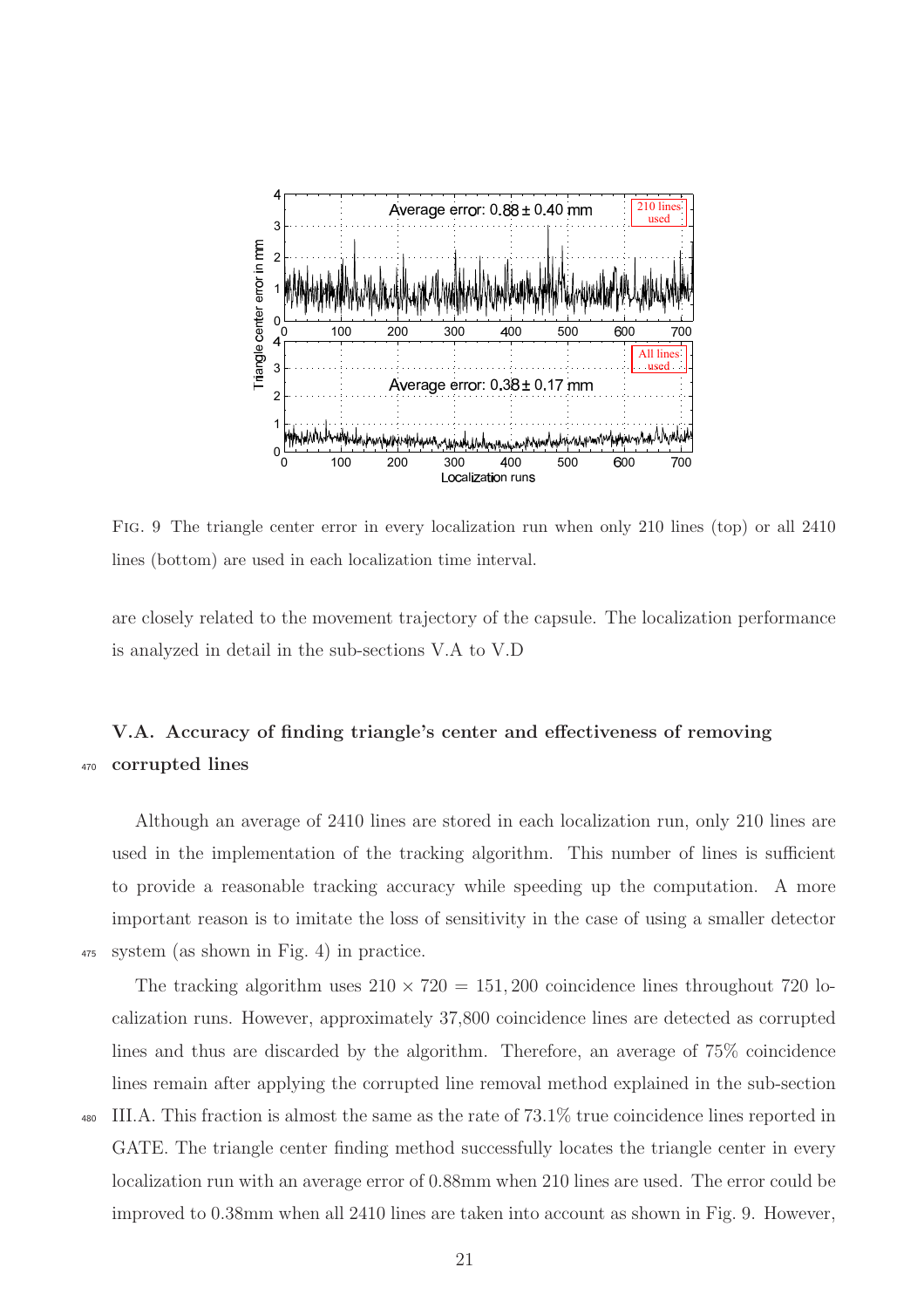FIG. 9 The triangle center error in every localization run when only 210 lines (top) or all 2410 lines (bottom) are used in each localization time interval.

are closely related to the movement trajectory of the capsule. The localization performance is analyzed in detail in the sub-sections V.A to V.D

### V.A. Accuracy of finding triangle's center and effectiveness of removing corrupted lines

Although an average of 2410 lines are stored in each localization run, only 210 lines are used in the implementation of the tracking algorithm. This number of lines is sufficient to provide a reasonable tracking accuracy while speeding up the computation. A more important reason is to imitate the loss of sensitivity in the case of using a smaller detector system (as shown in Fig. 4) in practice.

The tracking algorithm uses $210 \times 720 = 151,200$ coincidence lines throughout 720 localization runs. However, approximately 37,800 coincidence lines are detected as corrupted lines and thus are discarded by the algorithm. Therefore, an average of 75% coincidence lines remain after applying the corrupted line removal method explained in the sub-section III.A. This fraction is almost the same as the rate of 73.1% true coincidence lines reported in GATE. The triangle center finding method successfully locates the triangle center in every localization run with an average error of 0.88mm when 210 lines are used. The error could be improved to 0.38mm when all 2410 lines are taken into account as shown in Fig. 9. However,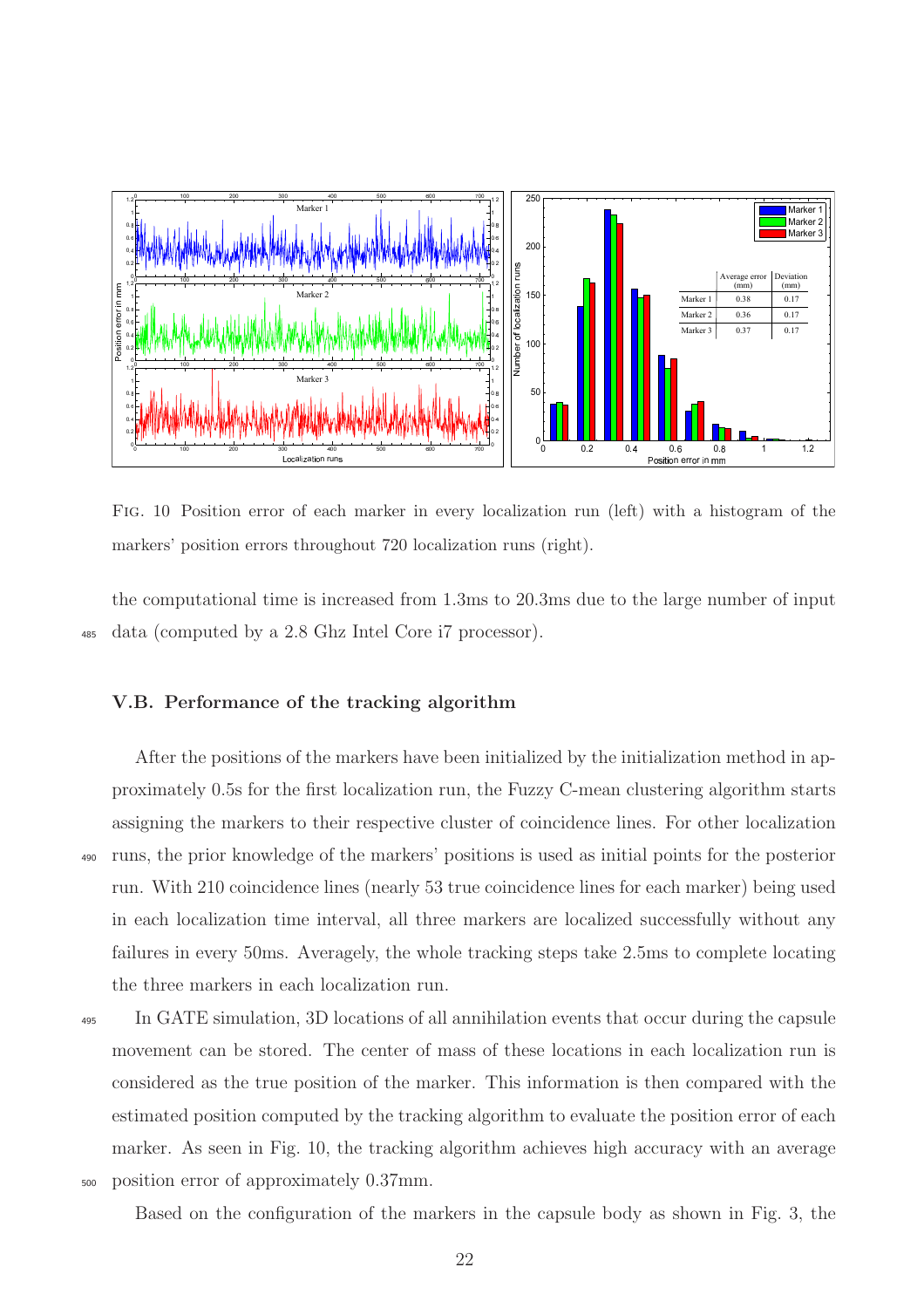| | Average error (mm) | Deviation (mm) |
|---|---|---|
| Marker 1 | 0.38 | 0.17 |
| Marker 2 | 0.36 | 0.17 |
| Marker 3 | 0.37 | 0.17 |

Fig. 10 Position error of each marker in every localization run (left) with a histogram of the markers' position errors throughout 720 localization runs (right).

the computational time is increased from 1.3ms to 20.3ms due to the large number of input data (computed by a 2.8 Ghz Intel Core i7 processor).

### V.B. Performance of the tracking algorithm

After the positions of the markers have been initialized by the initialization method in approximately 0.5s for the first localization run, the Fuzzy C-mean clustering algorithm starts assigning the markers to their respective cluster of coincidence lines. For other localization runs, the prior knowledge of the markers' positions is used as initial points for the posterior run. With 210 coincidence lines (nearly 53 true coincidence lines for each marker) being used in each localization time interval, all three markers are localized successfully without any failures in every 50ms. Averagely, the whole tracking steps take 2.5ms to complete locating the three markers in each localization run.

In GATE simulation, 3D locations of all annihilation events that occur during the capsule movement can be stored. The center of mass of these locations in each localization run is considered as the true position of the marker. This information is then compared with the estimated position computed by the tracking algorithm to evaluate the position error of each marker. As seen in Fig. 10, the tracking algorithm achieves high accuracy with an average position error of approximately 0.37mm.

Based on the configuration of the markers in the capsule body as shown in Fig. 3, the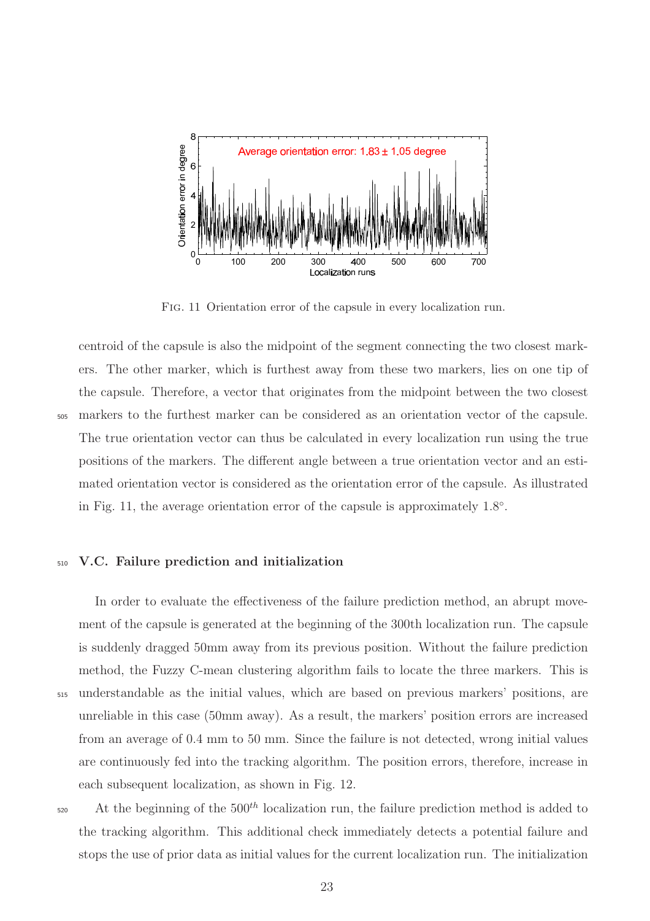Fig. 11 Orientation error of the capsule in every localization run.

centroid of the capsule is also the midpoint of the segment connecting the two closest markers. The other marker, which is furthest away from these two markers, lies on one tip of the capsule. Therefore, a vector that originates from the midpoint between the two closest markers to the furthest marker can be considered as an orientation vector of the capsule. The true orientation vector can thus be calculated in every localization run using the true positions of the markers. The different angle between a true orientation vector and an estimated orientation vector is considered as the orientation error of the capsule. As illustrated in Fig. 11, the average orientation error of the capsule is approximately 1.8°.

## V.C. Failure prediction and initialization

In order to evaluate the effectiveness of the failure prediction method, an abrupt movement of the capsule is generated at the beginning of the 300th localization run. The capsule is suddenly dragged 50mm away from its previous position. Without the failure prediction method, the Fuzzy C-mean clustering algorithm fails to locate the three markers. This is understandable as the initial values, which are based on previous markers' positions, are unreliable in this case (50mm away). As a result, the markers' position errors are increased from an average of 0.4 mm to 50 mm. Since the failure is not detected, wrong initial values are continuously fed into the tracking algorithm. The position errors, therefore, increase in each subsequent localization, as shown in Fig. 12.

At the beginning of the $500^{th}$ localization run, the failure prediction method is added to the tracking algorithm. This additional check immediately detects a potential failure and stops the use of prior data as initial values for the current localization run. The initialization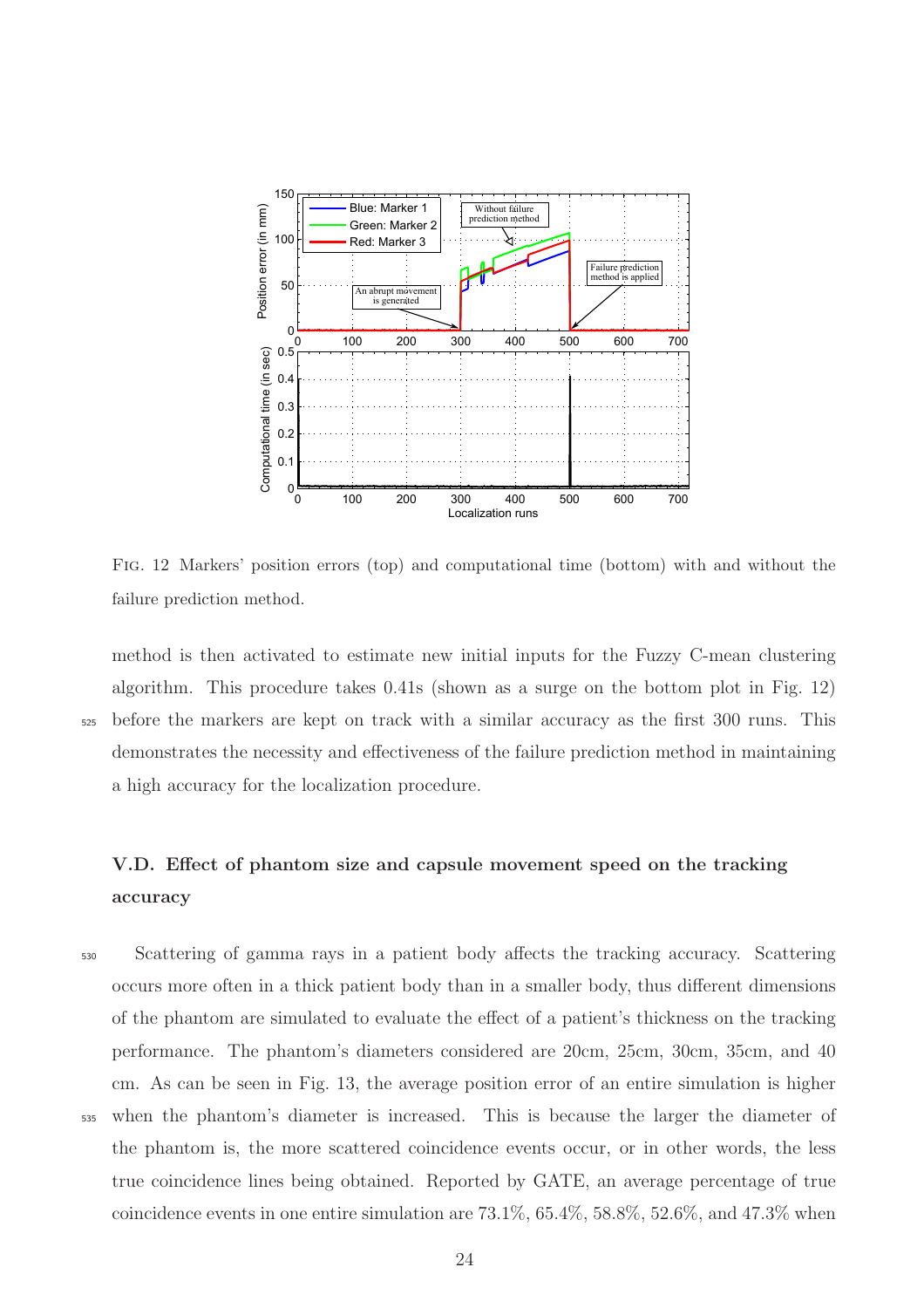Fig. 12 Markers' position errors (top) and computational time (bottom) with and without the failure prediction method.

method is then activated to estimate new initial inputs for the Fuzzy C-mean clustering algorithm. This procedure takes 0.41s (shown as a surge on the bottom plot in Fig. 12) before the markers are kept on track with a similar accuracy as the first 300 runs. This demonstrates the necessity and effectiveness of the failure prediction method in maintaining a high accuracy for the localization procedure.

### V.D. Effect of phantom size and capsule movement speed on the tracking accuracy

Scattering of gamma rays in a patient body affects the tracking accuracy. Scattering occurs more often in a thick patient body than in a smaller body, thus different dimensions of the phantom are simulated to evaluate the effect of a patient's thickness on the tracking performance. The phantom's diameters considered are 20cm, 25cm, 30cm, 35cm, and 40 cm. As can be seen in Fig. 13, the average position error of an entire simulation is higher when the phantom's diameter is increased. This is because the larger the diameter of the phantom is, the more scattered coincidence events occur, or in other words, the less true coincidence lines being obtained. Reported by GATE, an average percentage of true coincidence events in one entire simulation are 73.1%, 65.4%, 58.8%, 52.6%, and 47.3% when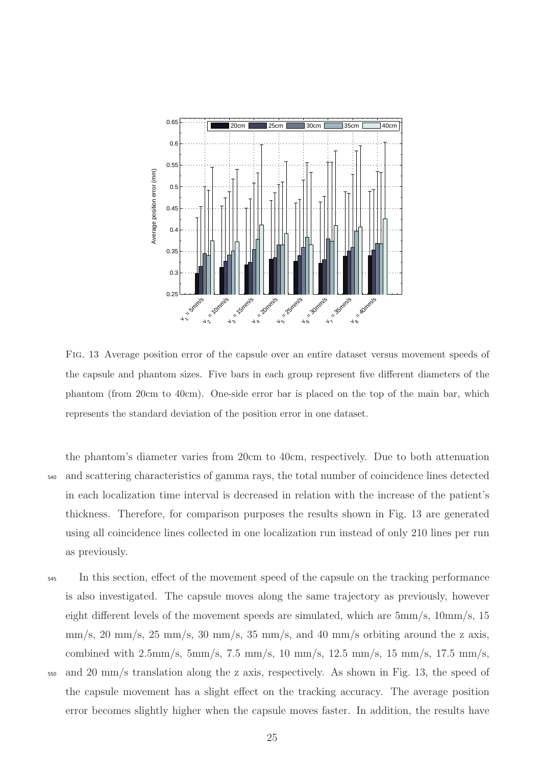Fig. 13 Average position error of the capsule over an entire dataset versus movement speeds of the capsule and phantom sizes. Five bars in each group represent five different diameters of the phantom (from 20cm to 40cm). One-side error bar is placed on the top of the main bar, which represents the standard deviation of the position error in one dataset.

the phantom's diameter varies from 20cm to 40cm, respectively. Due to both attenuation and scattering characteristics of gamma rays, the total number of coincidence lines detected in each localization time interval is decreased in relation with the increase of the patient's thickness. Therefore, for comparison purposes the results shown in Fig. 13 are generated using all coincidence lines collected in one localization run instead of only 210 lines per run as previously.

In this section, effect of the movement speed of the capsule on the tracking performance is also investigated. The capsule moves along the same trajectory as previously, however eight different levels of the movement speeds are simulated, which are 5mm/s, 10mm/s, 15 mm/s, 20 mm/s, 25 mm/s, 30 mm/s, 35 mm/s, and 40 mm/s orbiting around the z axis, combined with 2.5mm/s, 5mm/s, 7.5 mm/s, 10 mm/s, 12.5 mm/s, 15 mm/s, 17.5 mm/s, and 20 mm/s translation along the z axis, respectively. As shown in Fig. 13, the speed of the capsule movement has a slight effect on the tracking accuracy. The average position error becomes slightly higher when the capsule moves faster. In addition, the results have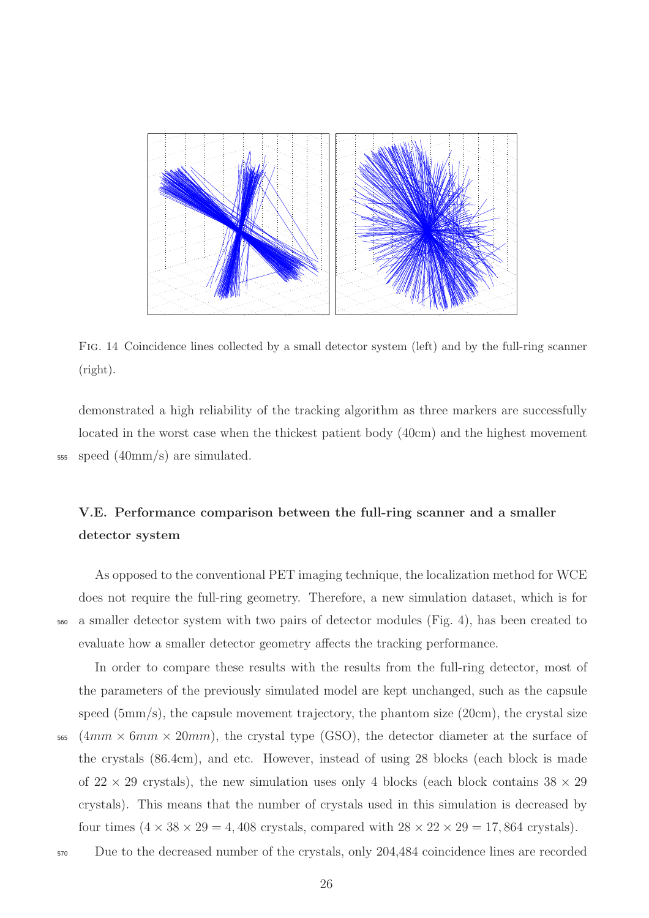FIG. 14 Coincidence lines collected by a small detector system (left) and by the full-ring scanner (right).

demonstrated a high reliability of the tracking algorithm as three markers are successfully located in the worst case when the thickest patient body (40cm) and the highest movement speed (40mm/s) are simulated.

### V.E. Performance comparison between the full-ring scanner and a smaller detector system

As opposed to the conventional PET imaging technique, the localization method for WCE does not require the full-ring geometry. Therefore, a new simulation dataset, which is for a smaller detector system with two pairs of detector modules (Fig. 4), has been created to evaluate how a smaller detector geometry affects the tracking performance.

In order to compare these results with the results from the full-ring detector, most of the parameters of the previously simulated model are kept unchanged, such as the capsule speed (5mm/s), the capsule movement trajectory, the phantom size (20cm), the crystal size ($4mm \times 6mm \times 20mm$), the crystal type (GSO), the detector diameter at the surface of the crystals (86.4cm), and etc. However, instead of using 28 blocks (each block is made of $22 \times 29$ crystals), the new simulation uses only 4 blocks (each block contains $38 \times 29$ crystals). This means that the number of crystals used in this simulation is decreased by four times ($4 \times 38 \times 29 = 4,408$ crystals, compared with $28 \times 22 \times 29 = 17,864$ crystals).

Due to the decreased number of the crystals, only 204,484 coincidence lines are recorded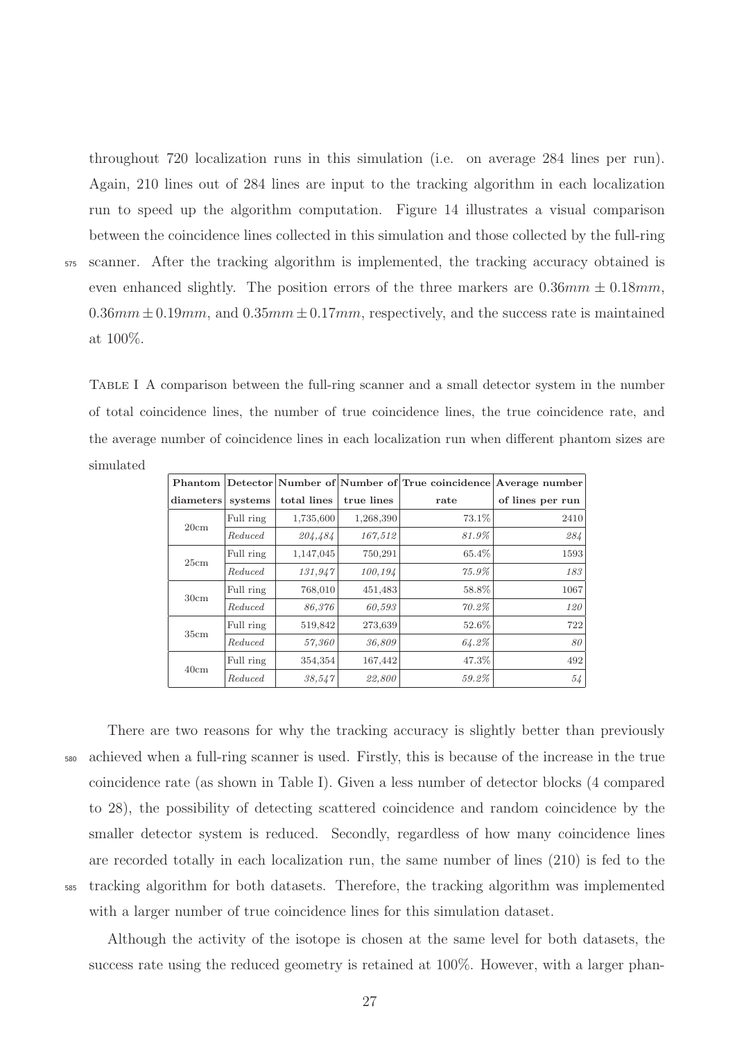throughout 720 localization runs in this simulation (i.e. on average 284 lines per run). Again, 210 lines out of 284 lines are input to the tracking algorithm in each localization run to speed up the algorithm computation. Figure 14 illustrates a visual comparison between the coincidence lines collected in this simulation and those collected by the full-ring scanner. After the tracking algorithm is implemented, the tracking accuracy obtained is even enhanced slightly. The position errors of the three markers are $0.36mm \pm 0.18mm$, $0.36mm \pm 0.19mm$, and $0.35mm \pm 0.17mm$, respectively, and the success rate is maintained at 100%.

TABLE I A comparison between the full-ring scanner and a small detector system in the number of total coincidence lines, the number of true coincidence lines, the true coincidence rate, and the average number of coincidence lines in each localization run when different phantom sizes are simulated

| Phantom diameters | Detector systems | Number of total lines | Number of true lines | True coincidence rate | Average number of lines per run |
|---|---|---|---|---|---|
| 20cm | Full ring | 1,735,600 | 1,268,390 | 73.1% | 2410 |
| | *Reduced* | *204,484* | *167,512* | *81.9%* | *284* |
| 25cm | Full ring | 1,147,045 | 750,291 | 65.4% | 1593 |
| | *Reduced* | *131,947* | *100,194* | *75.9%* | *183* |
| 30cm | Full ring | 768,010 | 451,483 | 58.8% | 1067 |
| | *Reduced* | *86,376* | *60,593* | *70.2%* | *120* |
| 35cm | Full ring | 519,842 | 273,639 | 52.6% | 722 |
| | *Reduced* | *57,360* | *36,809* | *64.2%* | *80* |
| 40cm | Full ring | 354,354 | 167,442 | 47.3% | 492 |
| | *Reduced* | *38,547* | *22,800* | *59.2%* | *54* |

There are two reasons for why the tracking accuracy is slightly better than previously achieved when a full-ring scanner is used. Firstly, this is because of the increase in the true coincidence rate (as shown in Table I). Given a less number of detector blocks (4 compared to 28), the possibility of detecting scattered coincidence and random coincidence by the smaller detector system is reduced. Secondly, regardless of how many coincidence lines are recorded totally in each localization run, the same number of lines (210) is fed to the tracking algorithm for both datasets. Therefore, the tracking algorithm was implemented with a larger number of true coincidence lines for this simulation dataset.

Although the activity of the isotope is chosen at the same level for both datasets, the success rate using the reduced geometry is retained at 100%. However, with a larger phan-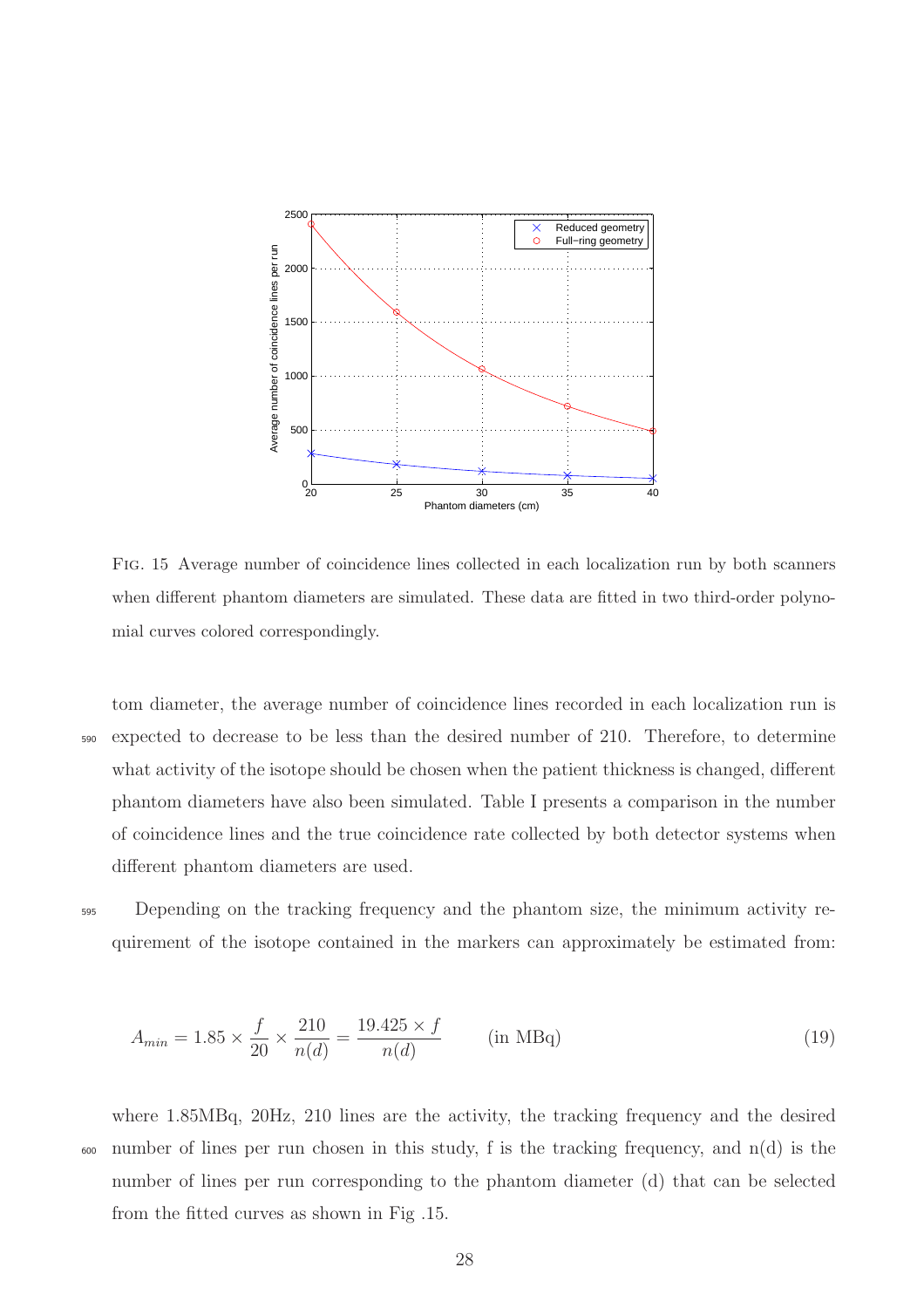FIG. 15 Average number of coincidence lines collected in each localization run by both scanners when different phantom diameters are simulated. These data are fitted in two third-order polynomial curves colored correspondingly.

tom diameter, the average number of coincidence lines recorded in each localization run is expected to decrease to be less than the desired number of 210. Therefore, to determine what activity of the isotope should be chosen when the patient thickness is changed, different phantom diameters have also been simulated. Table I presents a comparison in the number of coincidence lines and the true coincidence rate collected by both detector systems when different phantom diameters are used.

Depending on the tracking frequency and the phantom size, the minimum activity requirement of the isotope contained in the markers can approximately be estimated from:

$$A_{min} = 1.85 \times \frac{f}{20} \times \frac{210}{n(d)} = \frac{19.425 \times f}{n(d)} \qquad \text{(in MBq)} \tag{19}$$

where 1.85MBq, 20Hz, 210 lines are the activity, the tracking frequency and the desired number of lines per run chosen in this study, f is the tracking frequency, and n(d) is the number of lines per run corresponding to the phantom diameter (d) that can be selected from the fitted curves as shown in Fig .15.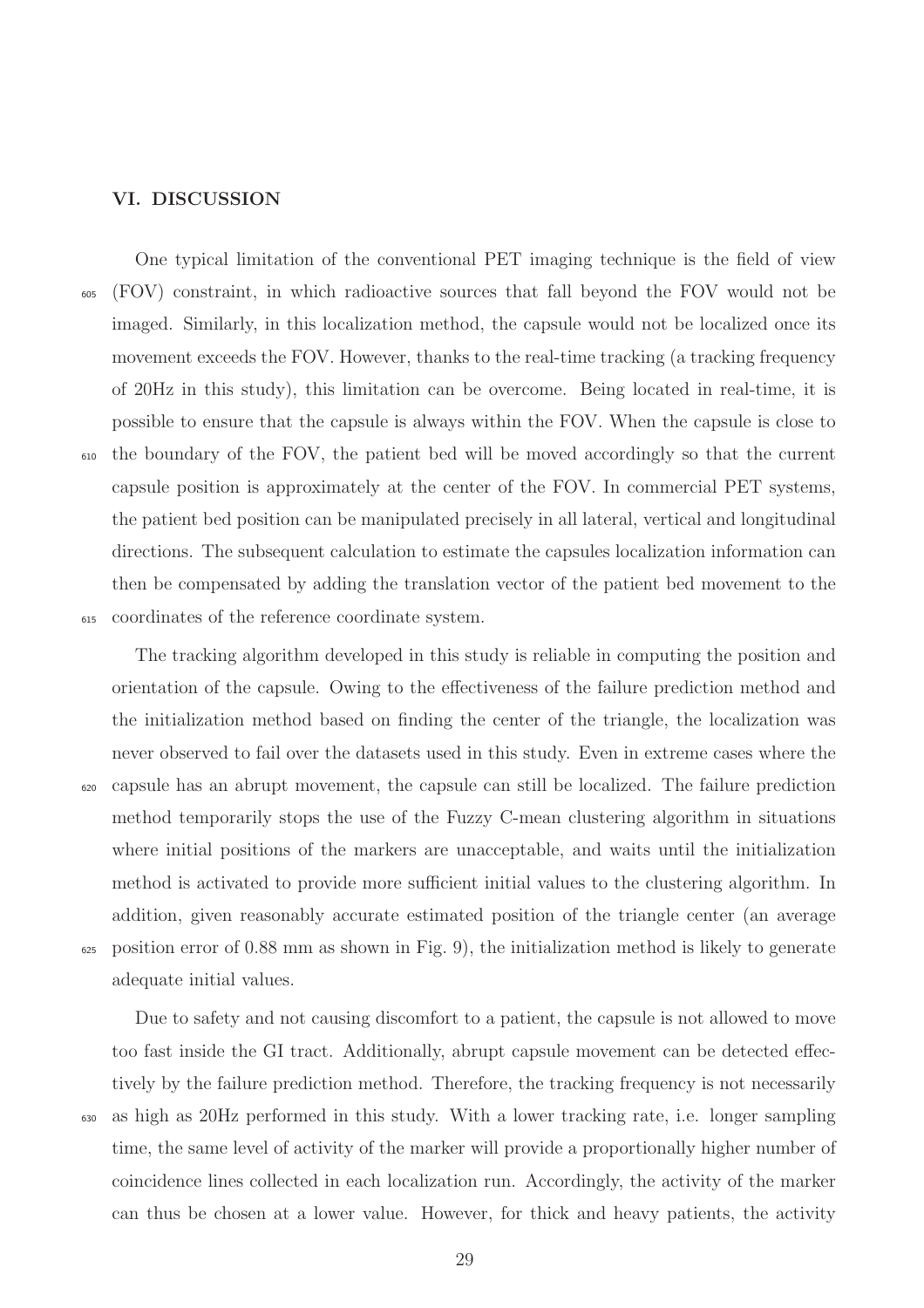## VI. DISCUSSION

One typical limitation of the conventional PET imaging technique is the field of view (FOV) constraint, in which radioactive sources that fall beyond the FOV would not be imaged. Similarly, in this localization method, the capsule would not be localized once its movement exceeds the FOV. However, thanks to the real-time tracking (a tracking frequency of 20Hz in this study), this limitation can be overcome. Being located in real-time, it is possible to ensure that the capsule is always within the FOV. When the capsule is close to the boundary of the FOV, the patient bed will be moved accordingly so that the current capsule position is approximately at the center of the FOV. In commercial PET systems, the patient bed position can be manipulated precisely in all lateral, vertical and longitudinal directions. The subsequent calculation to estimate the capsules localization information can then be compensated by adding the translation vector of the patient bed movement to the coordinates of the reference coordinate system.

The tracking algorithm developed in this study is reliable in computing the position and orientation of the capsule. Owing to the effectiveness of the failure prediction method and the initialization method based on finding the center of the triangle, the localization was never observed to fail over the datasets used in this study. Even in extreme cases where the capsule has an abrupt movement, the capsule can still be localized. The failure prediction method temporarily stops the use of the Fuzzy C-mean clustering algorithm in situations where initial positions of the markers are unacceptable, and waits until the initialization method is activated to provide more sufficient initial values to the clustering algorithm. In addition, given reasonably accurate estimated position of the triangle center (an average position error of 0.88 mm as shown in Fig. 9), the initialization method is likely to generate adequate initial values.

Due to safety and not causing discomfort to a patient, the capsule is not allowed to move too fast inside the GI tract. Additionally, abrupt capsule movement can be detected effectively by the failure prediction method. Therefore, the tracking frequency is not necessarily as high as 20Hz performed in this study. With a lower tracking rate, i.e. longer sampling time, the same level of activity of the marker will provide a proportionally higher number of coincidence lines collected in each localization run. Accordingly, the activity of the marker can thus be chosen at a lower value. However, for thick and heavy patients, the activity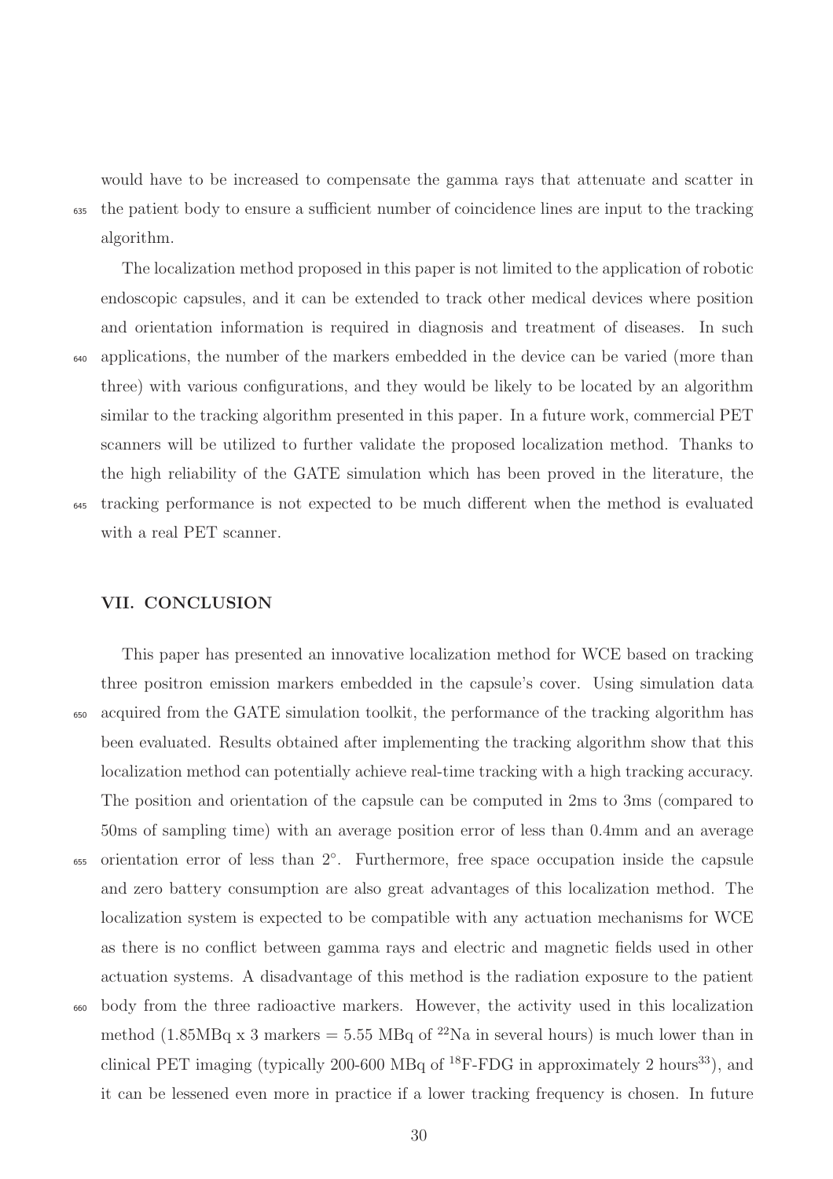would have to be increased to compensate the gamma rays that attenuate and scatter in the patient body to ensure a sufficient number of coincidence lines are input to the tracking algorithm.

The localization method proposed in this paper is not limited to the application of robotic endoscopic capsules, and it can be extended to track other medical devices where position and orientation information is required in diagnosis and treatment of diseases. In such applications, the number of the markers embedded in the device can be varied (more than three) with various configurations, and they would be likely to be located by an algorithm similar to the tracking algorithm presented in this paper. In a future work, commercial PET scanners will be utilized to further validate the proposed localization method. Thanks to the high reliability of the GATE simulation which has been proved in the literature, the tracking performance is not expected to be much different when the method is evaluated with a real PET scanner.

## VII. CONCLUSION

This paper has presented an innovative localization method for WCE based on tracking three positron emission markers embedded in the capsule's cover. Using simulation data acquired from the GATE simulation toolkit, the performance of the tracking algorithm has been evaluated. Results obtained after implementing the tracking algorithm show that this localization method can potentially achieve real-time tracking with a high tracking accuracy. The position and orientation of the capsule can be computed in 2ms to 3ms (compared to 50ms of sampling time) with an average position error of less than 0.4mm and an average orientation error of less than $2^{\circ}$. Furthermore, free space occupation inside the capsule and zero battery consumption are also great advantages of this localization method. The localization system is expected to be compatible with any actuation mechanisms for WCE as there is no conflict between gamma rays and electric and magnetic fields used in other actuation systems. A disadvantage of this method is the radiation exposure to the patient body from the three radioactive markers. However, the activity used in this localization method (1.85MBq x 3 markers = 5.55 MBq of $^{22}$Na in several hours) is much lower than in clinical PET imaging (typically 200-600 MBq of $^{18}$F-FDG in approximately 2 hours[33]), and it can be lessened even more in practice if a lower tracking frequency is chosen. In future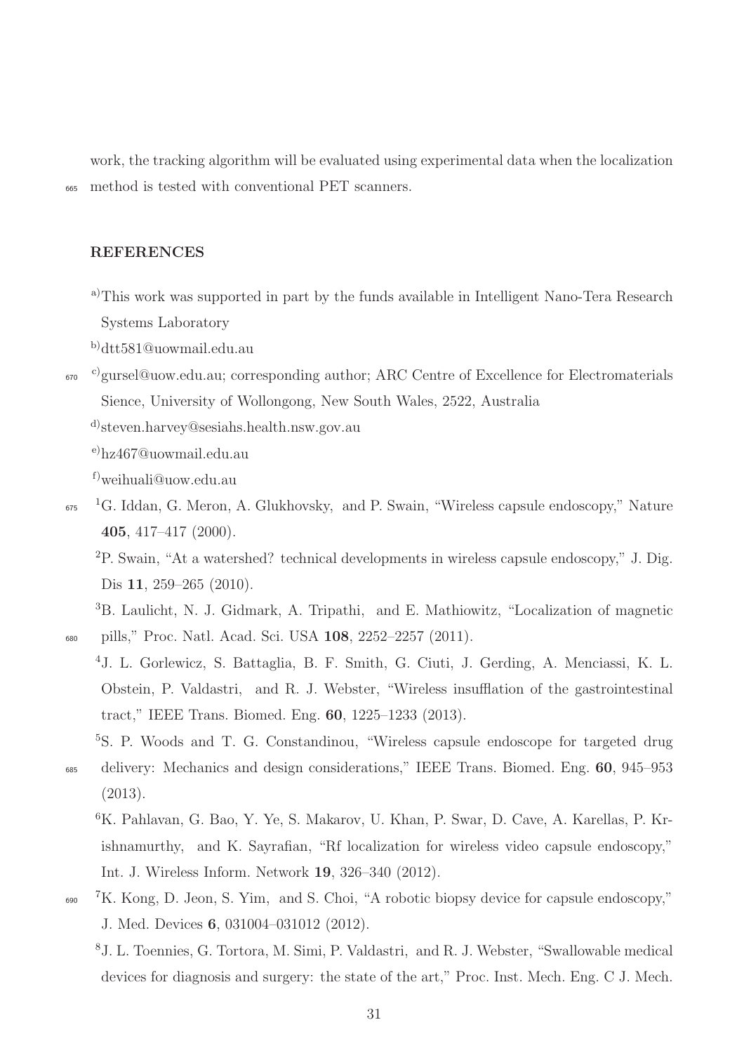work, the tracking algorithm will be evaluated using experimental data when the localization method is tested with conventional PET scanners.

## REFERENCES

[a]This work was supported in part by the funds available in Intelligent Nano-Tera Research Systems Laboratory

[b]dtt581@uowmail.edu.au

[c]gursel@uow.edu.au; corresponding author; ARC Centre of Excellence for Electromaterials Sience, University of Wollongong, New South Wales, 2522, Australia

[d]steven.harvey@sesiahs.health.nsw.gov.au

[e]hz467@uowmail.edu.au

[f]weihuali@uow.edu.au

[1]G. Iddan, G. Meron, A. Glukhovsky, and P. Swain, "Wireless capsule endoscopy," Nature **405**, 417–417 (2000).

[2]P. Swain, "At a watershed? technical developments in wireless capsule endoscopy," J. Dig. Dis **11**, 259–265 (2010).

[3]B. Laulicht, N. J. Gidmark, A. Tripathi, and E. Mathiowitz, "Localization of magnetic pills," Proc. Natl. Acad. Sci. USA **108**, 2252–2257 (2011).

[4]J. L. Gorlewicz, S. Battaglia, B. F. Smith, G. Ciuti, J. Gerding, A. Menciassi, K. L. Obstein, P. Valdastri, and R. J. Webster, "Wireless insufflation of the gastrointestinal tract," IEEE Trans. Biomed. Eng. **60**, 1225–1233 (2013).

[5]S. P. Woods and T. G. Constandinou, "Wireless capsule endoscope for targeted drug delivery: Mechanics and design considerations," IEEE Trans. Biomed. Eng. **60**, 945–953 (2013).

[6]K. Pahlavan, G. Bao, Y. Ye, S. Makarov, U. Khan, P. Swar, D. Cave, A. Karellas, P. Krishnamurthy, and K. Sayrafian, "Rf localization for wireless video capsule endoscopy," Int. J. Wireless Inform. Network **19**, 326–340 (2012).

[7]K. Kong, D. Jeon, S. Yim, and S. Choi, "A robotic biopsy device for capsule endoscopy," J. Med. Devices **6**, 031004–031012 (2012).

[8]J. L. Toennies, G. Tortora, M. Simi, P. Valdastri, and R. J. Webster, "Swallowable medical devices for diagnosis and surgery: the state of the art," Proc. Inst. Mech. Eng. C J. Mech.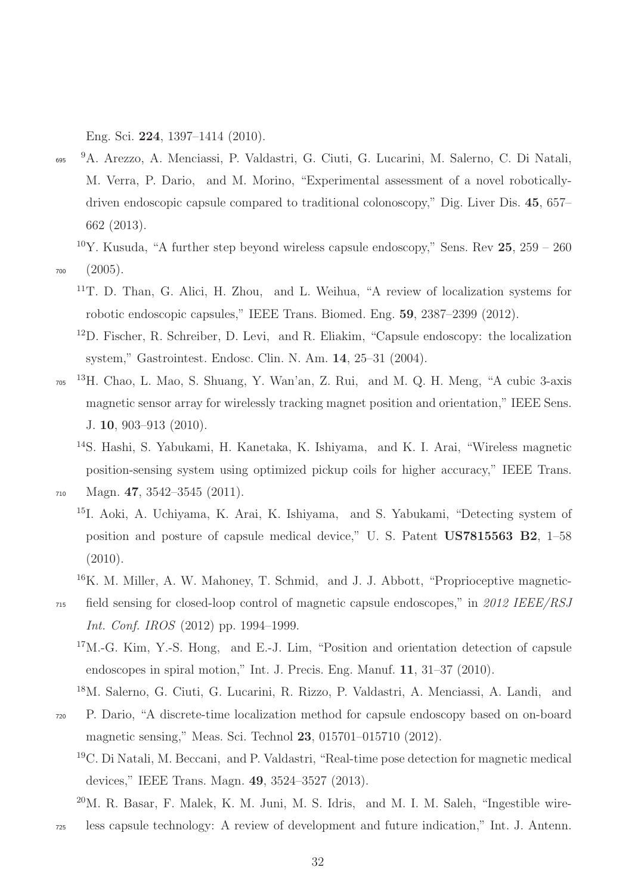Eng. Sci. **224**, 1397–1414 (2010).

[9]A. Arezzo, A. Menciassi, P. Valdastri, G. Ciuti, G. Lucarini, M. Salerno, C. Di Natali, M. Verra, P. Dario, and M. Morino, "Experimental assessment of a novel robotically-driven endoscopic capsule compared to traditional colonoscopy," Dig. Liver Dis. **45**, 657–662 (2013).

[10]Y. Kusuda, "A further step beyond wireless capsule endoscopy," Sens. Rev **25**, 259 – 260 (2005).

[11]T. D. Than, G. Alici, H. Zhou, and L. Weihua, "A review of localization systems for robotic endoscopic capsules," IEEE Trans. Biomed. Eng. **59**, 2387–2399 (2012).

[12]D. Fischer, R. Schreiber, D. Levi, and R. Eliakim, "Capsule endoscopy: the localization system," Gastrointest. Endosc. Clin. N. Am. **14**, 25–31 (2004).

[13]H. Chao, L. Mao, S. Shuang, Y. Wan'an, Z. Rui, and M. Q. H. Meng, "A cubic 3-axis magnetic sensor array for wirelessly tracking magnet position and orientation," IEEE Sens. J. **10**, 903–913 (2010).

[14]S. Hashi, S. Yabukami, H. Kanetaka, K. Ishiyama, and K. I. Arai, "Wireless magnetic position-sensing system using optimized pickup coils for higher accuracy," IEEE Trans. Magn. **47**, 3542–3545 (2011).

[15]I. Aoki, A. Uchiyama, K. Arai, K. Ishiyama, and S. Yabukami, "Detecting system of position and posture of capsule medical device," U. S. Patent **US7815563 B2**, 1–58 (2010).

[16]K. M. Miller, A. W. Mahoney, T. Schmid, and J. J. Abbott, "Proprioceptive magnetic-field sensing for closed-loop control of magnetic capsule endoscopes," in *2012 IEEE/RSJ Int. Conf. IROS* (2012) pp. 1994–1999.

[17]M.-G. Kim, Y.-S. Hong, and E.-J. Lim, "Position and orientation detection of capsule endoscopes in spiral motion," Int. J. Precis. Eng. Manuf. **11**, 31–37 (2010).

[18]M. Salerno, G. Ciuti, G. Lucarini, R. Rizzo, P. Valdastri, A. Menciassi, A. Landi, and P. Dario, "A discrete-time localization method for capsule endoscopy based on on-board magnetic sensing," Meas. Sci. Technol **23**, 015701–015710 (2012).

[19]C. Di Natali, M. Beccani, and P. Valdastri, "Real-time pose detection for magnetic medical devices," IEEE Trans. Magn. **49**, 3524–3527 (2013).

[20]M. R. Basar, F. Malek, K. M. Juni, M. S. Idris, and M. I. M. Saleh, "Ingestible wireless capsule technology: A review of development and future indication," Int. J. Antenn.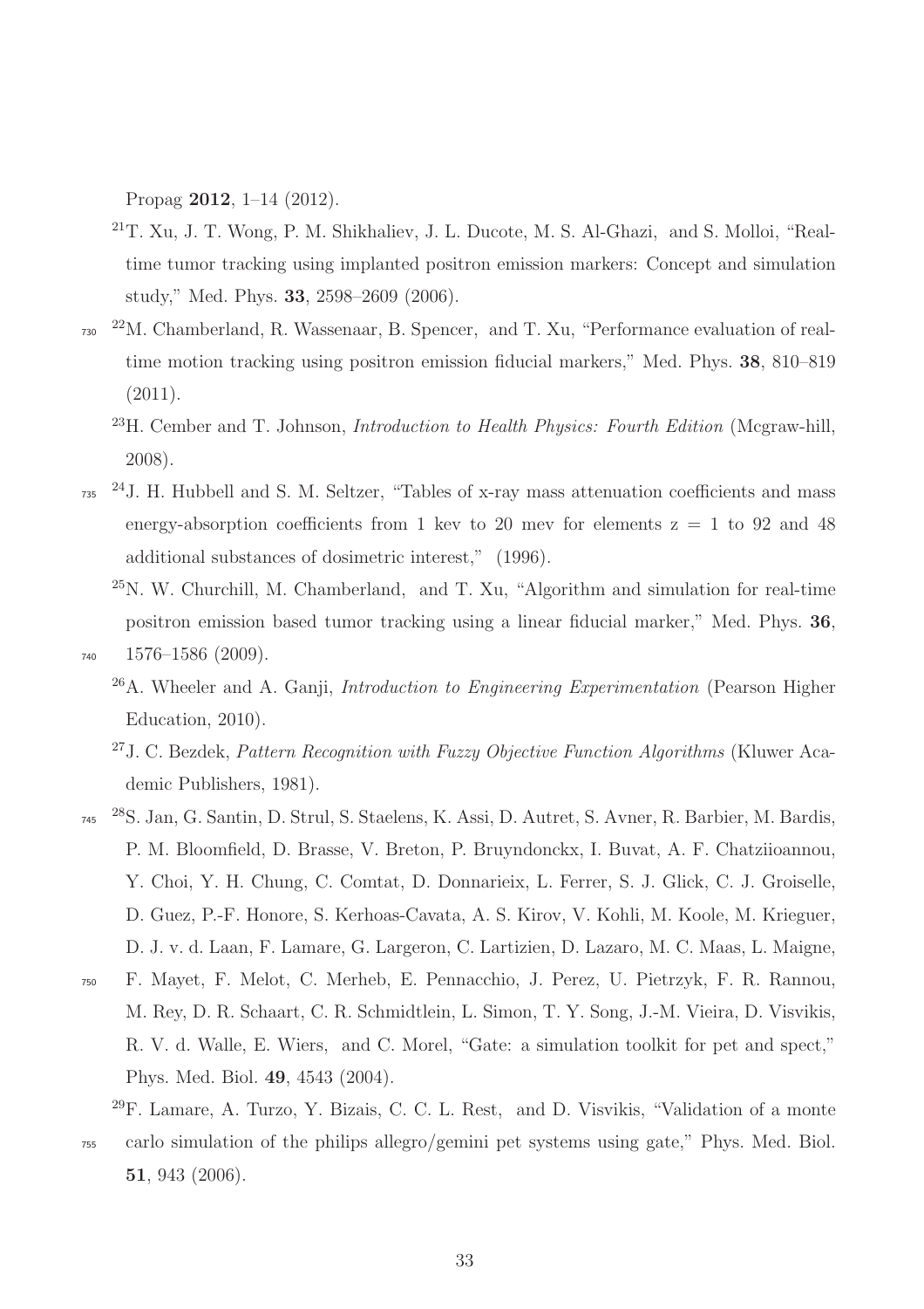Propag **2012**, 1–14 (2012).

[21] T. Xu, J. T. Wong, P. M. Shikhaliev, J. L. Ducote, M. S. Al-Ghazi, and S. Molloi, "Real-time tumor tracking using implanted positron emission markers: Concept and simulation study," Med. Phys. **33**, 2598–2609 (2006).

[22] M. Chamberland, R. Wassenaar, B. Spencer, and T. Xu, "Performance evaluation of real-time motion tracking using positron emission fiducial markers," Med. Phys. **38**, 810–819 (2011).

[23] H. Cember and T. Johnson, *Introduction to Health Physics: Fourth Edition* (Mcgraw-hill, 2008).

[24] J. H. Hubbell and S. M. Seltzer, "Tables of x-ray mass attenuation coefficients and mass energy-absorption coefficients from 1 kev to 20 mev for elements z = 1 to 92 and 48 additional substances of dosimetric interest," (1996).

[25] N. W. Churchill, M. Chamberland, and T. Xu, "Algorithm and simulation for real-time positron emission based tumor tracking using a linear fiducial marker," Med. Phys. **36**, 1576–1586 (2009).

[26] A. Wheeler and A. Ganji, *Introduction to Engineering Experimentation* (Pearson Higher Education, 2010).

[27] J. C. Bezdek, *Pattern Recognition with Fuzzy Objective Function Algorithms* (Kluwer Academic Publishers, 1981).

[28] S. Jan, G. Santin, D. Strul, S. Staelens, K. Assi, D. Autret, S. Avner, R. Barbier, M. Bardis, P. M. Bloomfield, D. Brasse, V. Breton, P. Bruyndonckx, I. Buvat, A. F. Chatziioannou, Y. Choi, Y. H. Chung, C. Comtat, D. Donnarieix, L. Ferrer, S. J. Glick, C. J. Groiselle, D. Guez, P.-F. Honore, S. Kerhoas-Cavata, A. S. Kirov, V. Kohli, M. Koole, M. Krieguer, D. J. v. d. Laan, F. Lamare, G. Largeron, C. Lartizien, D. Lazaro, M. C. Maas, L. Maigne, F. Mayet, F. Melot, C. Merheb, E. Pennacchio, J. Perez, U. Pietrzyk, F. R. Rannou, M. Rey, D. R. Schaart, C. R. Schmidtlein, L. Simon, T. Y. Song, J.-M. Vieira, D. Visvikis, R. V. d. Walle, E. Wiers, and C. Morel, "Gate: a simulation toolkit for pet and spect," Phys. Med. Biol. **49**, 4543 (2004).

[29] F. Lamare, A. Turzo, Y. Bizais, C. C. L. Rest, and D. Visvikis, "Validation of a monte carlo simulation of the philips allegro/gemini pet systems using gate," Phys. Med. Biol. **51**, 943 (2006).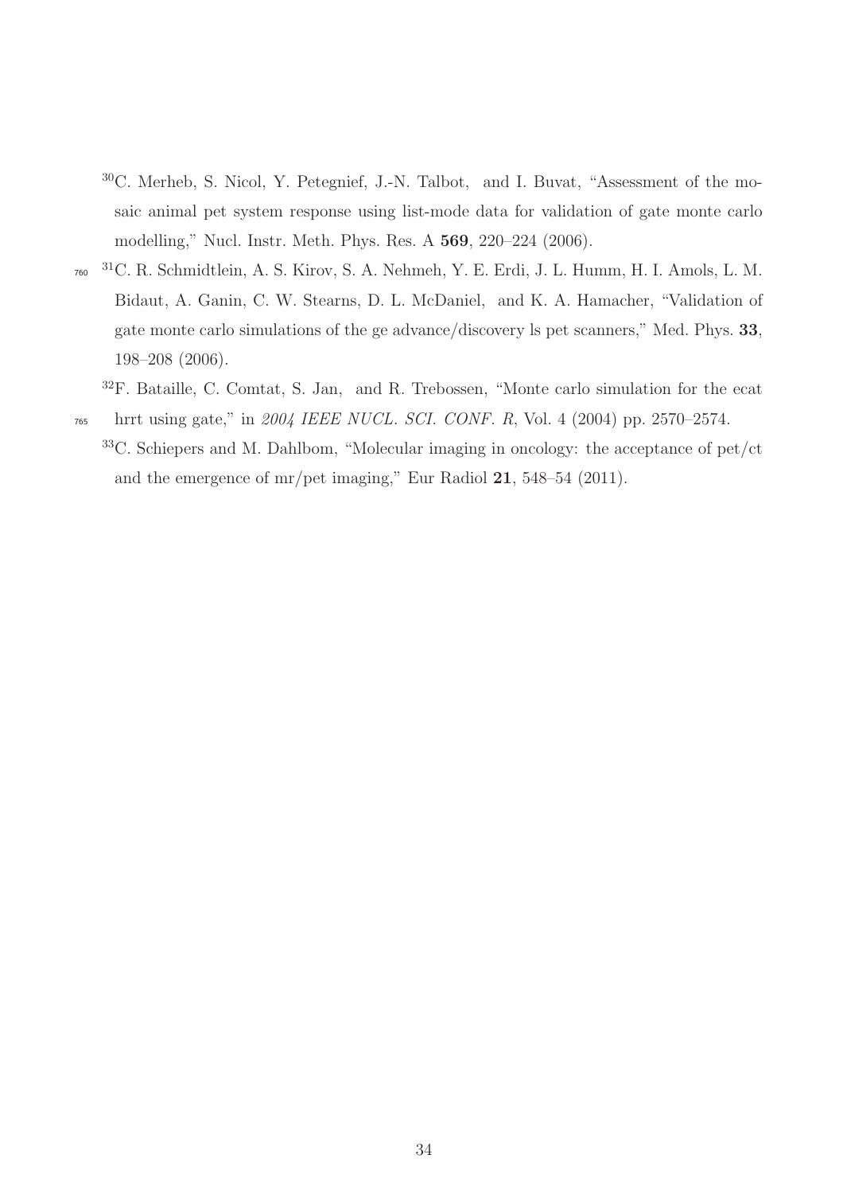[30] C. Merheb, S. Nicol, Y. Petegnief, J.-N. Talbot, and I. Buvat, "Assessment of the mosaic animal pet system response using list-mode data for validation of gate monte carlo modelling," Nucl. Instr. Meth. Phys. Res. A **569**, 220–224 (2006).

[31] C. R. Schmidtlein, A. S. Kirov, S. A. Nehmeh, Y. E. Erdi, J. L. Humm, H. I. Amols, L. M. Bidaut, A. Ganin, C. W. Stearns, D. L. McDaniel, and K. A. Hamacher, "Validation of gate monte carlo simulations of the ge advance/discovery ls pet scanners," Med. Phys. **33**, 198–208 (2006).

[32] F. Bataille, C. Comtat, S. Jan, and R. Trebossen, "Monte carlo simulation for the ecat hrrt using gate," in *2004 IEEE NUCL. SCI. CONF. R*, Vol. 4 (2004) pp. 2570–2574.

[33] C. Schiepers and M. Dahlbom, "Molecular imaging in oncology: the acceptance of pet/ct and the emergence of mr/pet imaging," Eur Radiol **21**, 548–54 (2011).